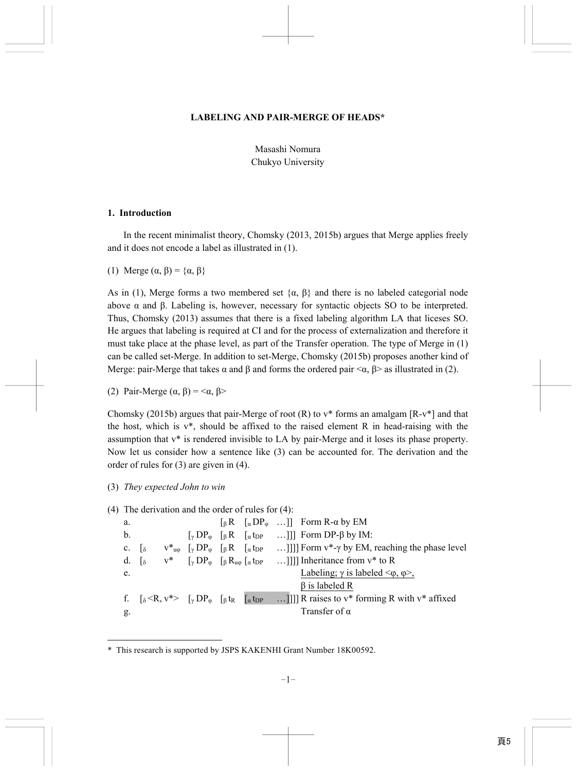**LABELING AND PAIR-MERGE OF HEADS***

Masashi Nomura
Chukyo University

## 1. Introduction

In the recent minimalist theory, Chomsky (2013, 2015b) argues that Merge applies freely and it does not encode a label as illustrated in (1).

(1) Merge (α, β) = {α, β}

As in (1), Merge forms a two membered set {α, β} and there is no labeled categorial node above α and β. Labeling is, however, necessary for syntactic objects SO to be interpreted. Thus, Chomsky (2013) assumes that there is a fixed labeling algorithm LA that liceses SO. He argues that labeling is required at CI and for the process of externalization and therefore it must take place at the phase level, as part of the Transfer operation. The type of Merge in (1) can be called set-Merge. In addition to set-Merge, Chomsky (2015b) proposes another kind of Merge: pair-Merge that takes α and β and forms the ordered pair <α, β> as illustrated in (2).

(2) Pair-Merge (α, β) = <α, β>

Chomsky (2015b) argues that pair-Merge of root (R) to v* forms an amalgam [R-v*] and that the host, which is v*, should be affixed to the raised element R in head-raising with the assumption that v* is rendered invisible to LA by pair-Merge and it loses its phase property. Now let us consider how a sentence like (3) can be accounted for. The derivation and the order of rules for (3) are given in (4).

(3) *They expected John to win*

(4) The derivation and the order of rules for (4):

a. $[_\beta$ R $[_\alpha$ $DP_\varphi$ …]] Form R-α by EM

b. $[_\gamma$ $DP_\varphi$ $[_\beta$ R $[_\alpha$ $t_{DP}$ …]]] Form DP-β by IM:

c. $[_\delta$ $v^*_{u\varphi}$ $[_\gamma$ $DP_\varphi$ $[_\beta$ R $[_\alpha$ $t_{DP}$ …]]]] Form v*-γ by EM, reaching the phase level

d. $[_\delta$ v* $[_\gamma$ $DP_\varphi$ $[_\beta$ $R_{u\varphi}$ $[_\alpha$ $t_{DP}$ …]]]] Inheritance from v* to R

e. <u>Labeling; γ is labeled <φ, φ>,</u>
<u>β is labeled R</u>

f. $[_\delta$ <R, v*> $[_\gamma$ $DP_\varphi$ $[_\beta$ $t_R$ $[_\alpha$ $t_{DP}$ …]]]] R raises to v* forming R with v* affixed

g. Transfer of α

---

\* This research is supported by JSPS KAKENHI Grant Number 18K00592.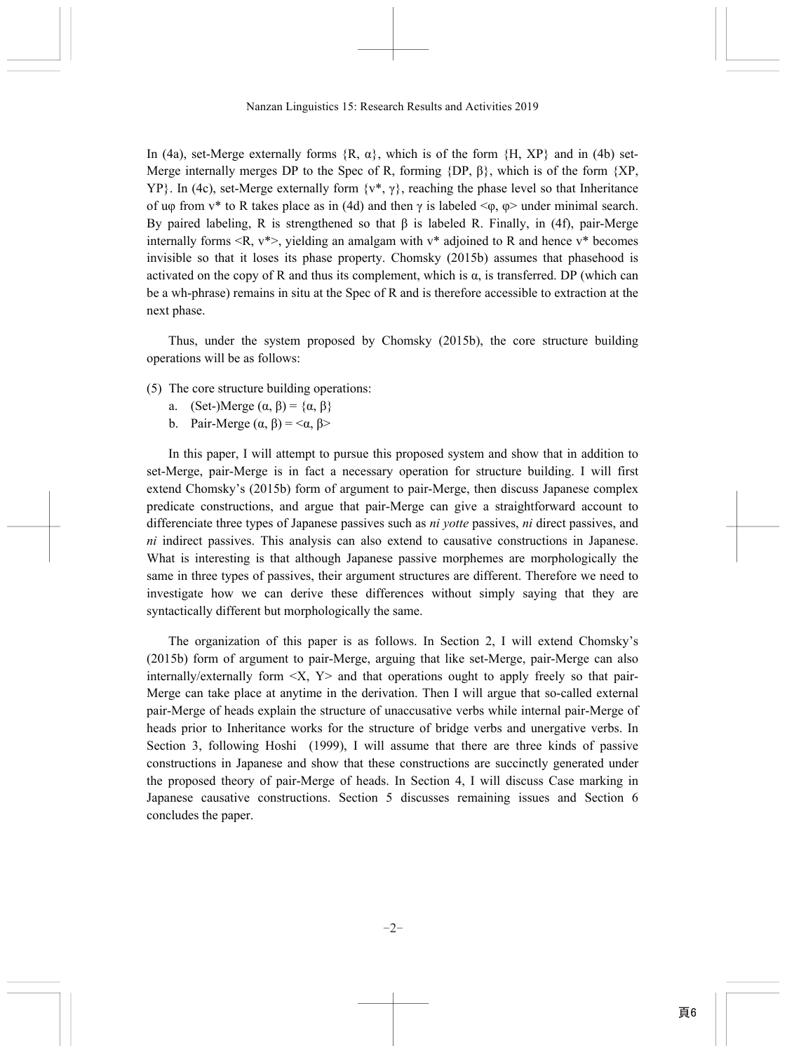In (4a), set-Merge externally forms {R, $\alpha$}, which is of the form {H, XP} and in (4b) set-Merge internally merges DP to the Spec of R, forming {DP, $\beta$}, which is of the form {XP, YP}. In (4c), set-Merge externally form {v*, $\gamma$}, reaching the phase level so that Inheritance of u$\varphi$ from v* to R takes place as in (4d) and then $\gamma$ is labeled <$\varphi$, $\varphi$> under minimal search. By paired labeling, R is strengthened so that $\beta$ is labeled R. Finally, in (4f), pair-Merge internally forms <R, v*>, yielding an amalgam with v* adjoined to R and hence v* becomes invisible so that it loses its phase property. Chomsky (2015b) assumes that phasehood is activated on the copy of R and thus its complement, which is $\alpha$, is transferred. DP (which can be a wh-phrase) remains in situ at the Spec of R and is therefore accessible to extraction at the next phase.

Thus, under the system proposed by Chomsky (2015b), the core structure building operations will be as follows:

(5) The core structure building operations:

a. (Set-)Merge ($\alpha$, $\beta$) = {$\alpha$, $\beta$}

b. Pair-Merge ($\alpha$, $\beta$) = <$\alpha$, $\beta$>

In this paper, I will attempt to pursue this proposed system and show that in addition to set-Merge, pair-Merge is in fact a necessary operation for structure building. I will first extend Chomsky's (2015b) form of argument to pair-Merge, then discuss Japanese complex predicate constructions, and argue that pair-Merge can give a straightforward account to differenciate three types of Japanese passives such as *ni yotte* passives, *ni* direct passives, and *ni* indirect passives. This analysis can also extend to causative constructions in Japanese. What is interesting is that although Japanese passive morphemes are morphologically the same in three types of passives, their argument structures are different. Therefore we need to investigate how we can derive these differences without simply saying that they are syntactically different but morphologically the same.

The organization of this paper is as follows. In Section 2, I will extend Chomsky's (2015b) form of argument to pair-Merge, arguing that like set-Merge, pair-Merge can also internally/externally form <X, Y> and that operations ought to apply freely so that pair-Merge can take place at anytime in the derivation. Then I will argue that so-called external pair-Merge of heads explain the structure of unaccusative verbs while internal pair-Merge of heads prior to Inheritance works for the structure of bridge verbs and unergative verbs. In Section 3, following Hoshi (1999), I will assume that there are three kinds of passive constructions in Japanese and show that these constructions are succinctly generated under the proposed theory of pair-Merge of heads. In Section 4, I will discuss Case marking in Japanese causative constructions. Section 5 discusses remaining issues and Section 6 concludes the paper.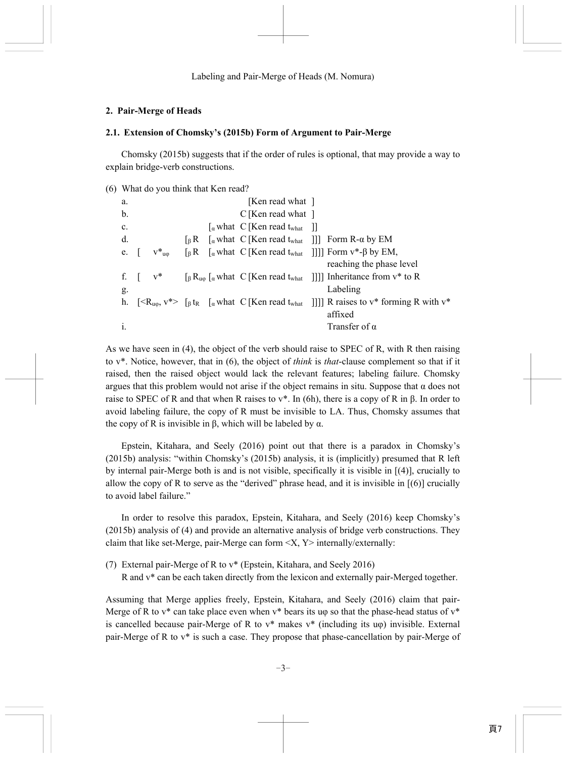## 2. Pair-Merge of Heads

### 2.1. Extension of Chomsky's (2015b) Form of Argument to Pair-Merge

Chomsky (2015b) suggests that if the order of rules is optional, that may provide a way to explain bridge-verb constructions.

(6) What do you think that Ken read?

| | | | |
|---|---|---|---|
| a. | | [Ken read what ] | |
| b. | | C [Ken read what ] | |
| c. | | [$_\alpha$ what C [Ken read t$_{what}$ ]] | |
| d. | | [$_\beta$ R [$_\alpha$ what C [Ken read t$_{what}$ ]]] | Form R-α by EM |
| e. | [ v*$_{u\varphi}$ | [$_\beta$ R [$_\alpha$ what C [Ken read t$_{what}$ ]]]] | Form v*-β by EM, reaching the phase level |
| f. | [ v* | [$_\beta$ R$_{u\varphi}$ [$_\alpha$ what C [Ken read t$_{what}$ ]]]] | Inheritance from v* to R |
| g. | | | Labeling |
| h. | [<R$_{u\varphi}$, v*> | [$_\beta$ t$_R$ [$_\alpha$ what C [Ken read t$_{what}$ ]]]] | R raises to v* forming R with v* affixed |
| i. | | | Transfer of α |

As we have seen in (4), the object of the verb should raise to SPEC of R, with R then raising to v*. Notice, however, that in (6), the object of *think* is *that*-clause complement so that if it raised, then the raised object would lack the relevant features; labeling failure. Chomsky argues that this problem would not arise if the object remains in situ. Suppose that α does not raise to SPEC of R and that when R raises to v*. In (6h), there is a copy of R in β. In order to avoid labeling failure, the copy of R must be invisible to LA. Thus, Chomsky assumes that the copy of R is invisible in β, which will be labeled by α.

Epstein, Kitahara, and Seely (2016) point out that there is a paradox in Chomsky's (2015b) analysis: "within Chomsky's (2015b) analysis, it is (implicitly) presumed that R left by internal pair-Merge both is and is not visible, specifically it is visible in [(4)], crucially to allow the copy of R to serve as the "derived" phrase head, and it is invisible in [(6)] crucially to avoid label failure."

In order to resolve this paradox, Epstein, Kitahara, and Seely (2016) keep Chomsky's (2015b) analysis of (4) and provide an alternative analysis of bridge verb constructions. They claim that like set-Merge, pair-Merge can form <X, Y> internally/externally:

(7) External pair-Merge of R to v* (Epstein, Kitahara, and Seely 2016)
R and v* can be each taken directly from the lexicon and externally pair-Merged together.

Assuming that Merge applies freely, Epstein, Kitahara, and Seely (2016) claim that pair-Merge of R to v* can take place even when v* bears its uφ so that the phase-head status of v* is cancelled because pair-Merge of R to v* makes v* (including its uφ) invisible. External pair-Merge of R to v* is such a case. They propose that phase-cancellation by pair-Merge of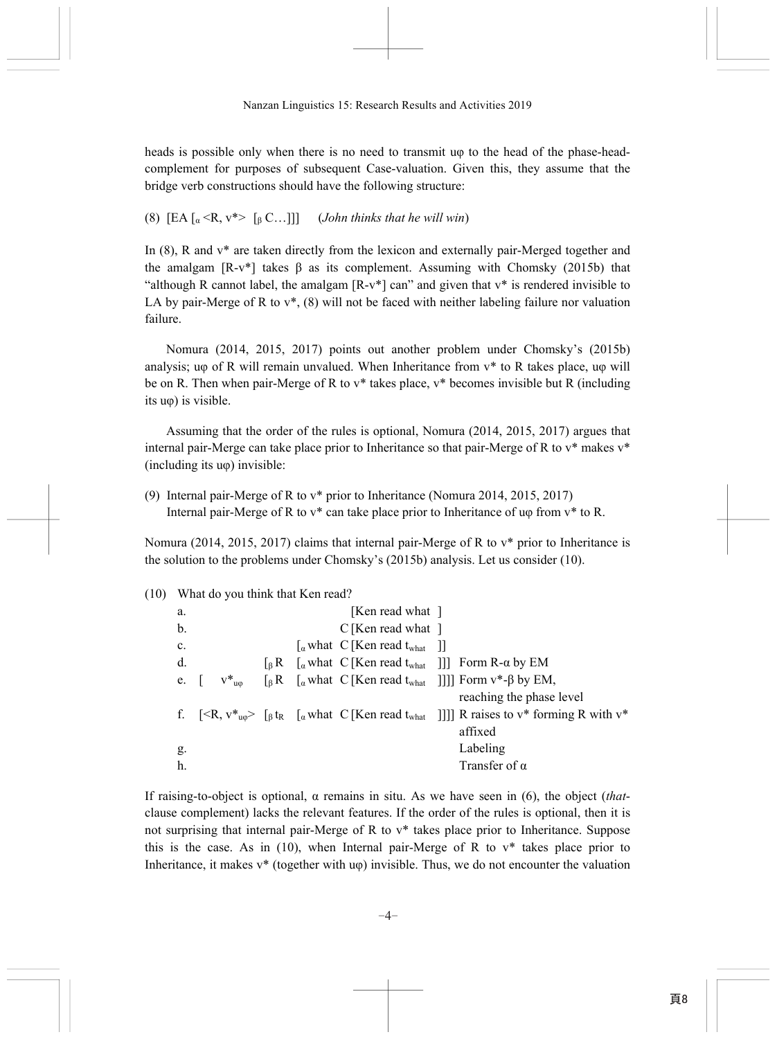heads is possible only when there is no need to transmit uφ to the head of the phase-head-complement for purposes of subsequent Case-valuation. Given this, they assume that the bridge verb constructions should have the following structure:

(8) [EA [$_{\alpha}$ <R, v*> [$_{\beta}$ C…]]] (*John thinks that he will win*)

In (8), R and v* are taken directly from the lexicon and externally pair-Merged together and the amalgam [R-v*] takes β as its complement. Assuming with Chomsky (2015b) that "although R cannot label, the amalgam [R-v*] can" and given that v* is rendered invisible to LA by pair-Merge of R to v*, (8) will not be faced with neither labeling failure nor valuation failure.

Nomura (2014, 2015, 2017) points out another problem under Chomsky's (2015b) analysis; uφ of R will remain unvalued. When Inheritance from v* to R takes place, uφ will be on R. Then when pair-Merge of R to v* takes place, v* becomes invisible but R (including its uφ) is visible.

Assuming that the order of the rules is optional, Nomura (2014, 2015, 2017) argues that internal pair-Merge can take place prior to Inheritance so that pair-Merge of R to v* makes v* (including its uφ) invisible:

(9) Internal pair-Merge of R to v* prior to Inheritance (Nomura 2014, 2015, 2017)
Internal pair-Merge of R to v* can take place prior to Inheritance of uφ from v* to R.

Nomura (2014, 2015, 2017) claims that internal pair-Merge of R to v* prior to Inheritance is the solution to the problems under Chomsky's (2015b) analysis. Let us consider (10).

(10) What do you think that Ken read?

| | | |
|---|---|---|
| a. | [Ken read what ] | |
| b. | C [Ken read what ] | |
| c. | [$_{\alpha}$ what C [Ken read $t_{what}$ ]] | |
| d. | [$_{\beta}$ R [$_{\alpha}$ what C [Ken read $t_{what}$ ]]] | Form R-α by EM |
| e. | [ $v^*_{u\varphi}$ [$_{\beta}$ R [$_{\alpha}$ what C [Ken read $t_{what}$ ]]]] | Form v*-β by EM, reaching the phase level |
| f. | [<R, $v^*_{u\varphi}$> [$_{\beta}$ $t_R$ [$_{\alpha}$ what C [Ken read $t_{what}$ ]]]] | R raises to v* forming R with v* affixed |
| g. | | Labeling |
| h. | | Transfer of α |

If raising-to-object is optional, α remains in situ. As we have seen in (6), the object (*that*-clause complement) lacks the relevant features. If the order of the rules is optional, then it is not surprising that internal pair-Merge of R to v* takes place prior to Inheritance. Suppose this is the case. As in (10), when Internal pair-Merge of R to v* takes place prior to Inheritance, it makes v* (together with uφ) invisible. Thus, we do not encounter the valuation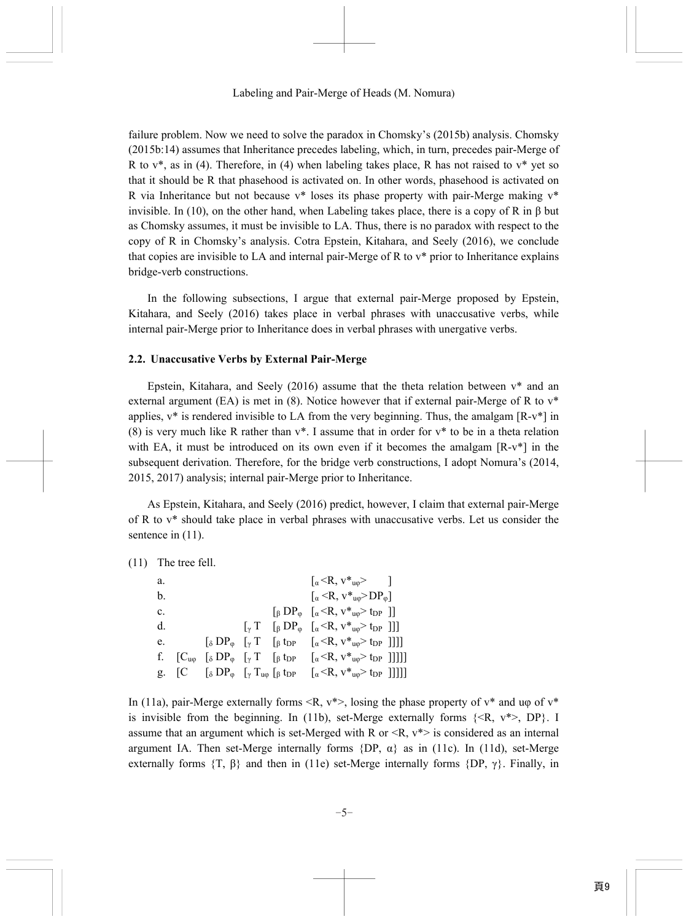failure problem. Now we need to solve the paradox in Chomsky's (2015b) analysis. Chomsky (2015b:14) assumes that Inheritance precedes labeling, which, in turn, precedes pair-Merge of R to v*, as in (4). Therefore, in (4) when labeling takes place, R has not raised to v* yet so that it should be R that phasehood is activated on. In other words, phasehood is activated on R via Inheritance but not because v* loses its phase property with pair-Merge making v* invisible. In (10), on the other hand, when Labeling takes place, there is a copy of R in β but as Chomsky assumes, it must be invisible to LA. Thus, there is no paradox with respect to the copy of R in Chomsky's analysis. Cotra Epstein, Kitahara, and Seely (2016), we conclude that copies are invisible to LA and internal pair-Merge of R to v* prior to Inheritance explains bridge-verb constructions.

In the following subsections, I argue that external pair-Merge proposed by Epstein, Kitahara, and Seely (2016) takes place in verbal phrases with unaccusative verbs, while internal pair-Merge prior to Inheritance does in verbal phrases with unergative verbs.

### 2.2. Unaccusative Verbs by External Pair-Merge

Epstein, Kitahara, and Seely (2016) assume that the theta relation between v* and an external argument (EA) is met in (8). Notice however that if external pair-Merge of R to v* applies, v* is rendered invisible to LA from the very beginning. Thus, the amalgam [R-v*] in (8) is very much like R rather than v*. I assume that in order for v* to be in a theta relation with EA, it must be introduced on its own even if it becomes the amalgam [R-v*] in the subsequent derivation. Therefore, for the bridge verb constructions, I adopt Nomura's (2014, 2015, 2017) analysis; internal pair-Merge prior to Inheritance.

As Epstein, Kitahara, and Seely (2016) predict, however, I claim that external pair-Merge of R to v* should take place in verbal phrases with unaccusative verbs. Let us consider the sentence in (11).

(11) The tree fell.

a. $[_{\alpha}$ <R, $v^*_{u\varphi}$> ]

b. $[_{\alpha}$ <R, $v^*_{u\varphi}$> $DP_{\varphi}$]

c. $[_{\beta}$ $DP_{\varphi}$ $[_{\alpha}$ <R, $v^*_{u\varphi}$> $t_{DP}$ ]]

d. $[_{\gamma}$ T $[_{\beta}$ $DP_{\varphi}$ $[_{\alpha}$ <R, $v^*_{u\varphi}$> $t_{DP}$ ]]]

e. $[_{\delta}$ $DP_{\varphi}$ $[_{\gamma}$ T $[_{\beta}$ $t_{DP}$ $[_{\alpha}$ <R, $v^*_{u\varphi}$> $t_{DP}$ ]]]]

f. [$C_{u\varphi}$ $[_{\delta}$ $DP_{\varphi}$ $[_{\gamma}$ T $[_{\beta}$ $t_{DP}$ $[_{\alpha}$ <R, $v^*_{u\varphi}$> $t_{DP}$ ]]]]]

g. [C $[_{\delta}$ $DP_{\varphi}$ $[_{\gamma}$ $T_{u\varphi}$ $[_{\beta}$ $t_{DP}$ $[_{\alpha}$ <R, $v^*_{u\varphi}$> $t_{DP}$ ]]]]]

In (11a), pair-Merge externally forms <R, v*>, losing the phase property of v* and uφ of v* is invisible from the beginning. In (11b), set-Merge externally forms {<R, v*>, DP}. I assume that an argument which is set-Merged with R or <R, v*> is considered as an internal argument IA. Then set-Merge internally forms {DP, α} as in (11c). In (11d), set-Merge externally forms {T, β} and then in (11e) set-Merge internally forms {DP, γ}. Finally, in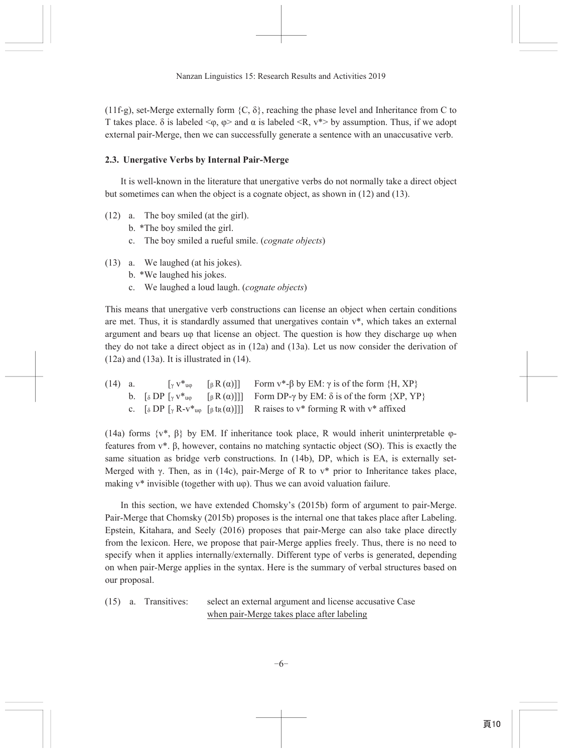(11f-g), set-Merge externally form {C, δ}, reaching the phase level and Inheritance from C to T takes place. δ is labeled <φ, φ> and α is labeled <R, v*> by assumption. Thus, if we adopt external pair-Merge, then we can successfully generate a sentence with an unaccusative verb.

### 2.3. Unergative Verbs by Internal Pair-Merge

It is well-known in the literature that unergative verbs do not normally take a direct object but sometimes can when the object is a cognate object, as shown in (12) and (13).

(12) a. The boy smiled (at the girl).
  b. *The boy smiled the girl.
  c. The boy smiled a rueful smile. (*cognate objects*)

(13) a. We laughed (at his jokes).
  b. *We laughed his jokes.
  c. We laughed a loud laugh. (*cognate objects*)

This means that unergative verb constructions can license an object when certain conditions are met. Thus, it is standardly assumed that unergatives contain v*, which takes an external argument and bears uφ that license an object. The question is how they discharge uφ when they do not take a direct object as in (12a) and (13a). Let us now consider the derivation of (12a) and (13a). It is illustrated in (14).

(14) a. $[_{\gamma}$ v*$_{u\varphi}$ $[_{\beta}$ R (α)]] Form v*-β by EM: γ is of the form {H, XP}
  b. $[_{\delta}$ DP $[_{\gamma}$ v*$_{u\varphi}$ $[_{\beta}$ R (α)]]] Form DP-γ by EM: δ is of the form {XP, YP}
  c. $[_{\delta}$ DP $[_{\gamma}$ R-v*$_{u\varphi}$ $[_{\beta}$ $t_R$ (α)]]] R raises to v* forming R with v* affixed

(14a) forms {v*, β} by EM. If inheritance took place, R would inherit uninterpretable φ-features from v*. β, however, contains no matching syntactic object (SO). This is exactly the same situation as bridge verb constructions. In (14b), DP, which is EA, is externally set-Merged with γ. Then, as in (14c), pair-Merge of R to v* prior to Inheritance takes place, making v* invisible (together with uφ). Thus we can avoid valuation failure.

In this section, we have extended Chomsky's (2015b) form of argument to pair-Merge. Pair-Merge that Chomsky (2015b) proposes is the internal one that takes place after Labeling. Epstein, Kitahara, and Seely (2016) proposes that pair-Merge can also take place directly from the lexicon. Here, we propose that pair-Merge applies freely. Thus, there is no need to specify when it applies internally/externally. Different type of verbs is generated, depending on when pair-Merge applies in the syntax. Here is the summary of verbal structures based on our proposal.

(15) a. Transitives: select an external argument and license accusative Case
  when pair-Merge takes place after labeling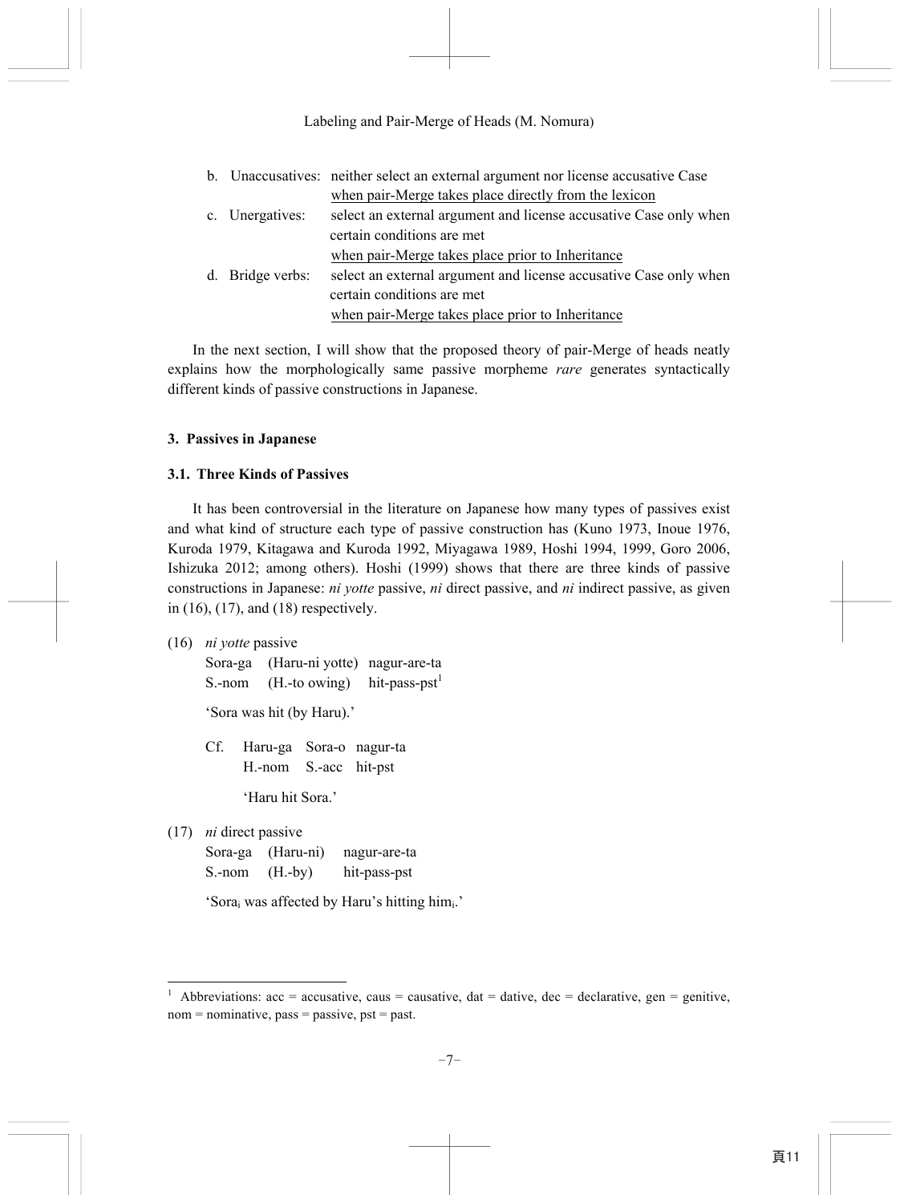b. Unaccusatives: neither select an external argument nor license accusative Case
   <u>when pair-Merge takes place directly from the lexicon</u>

c. Unergatives: select an external argument and license accusative Case only when certain conditions are met
   <u>when pair-Merge takes place prior to Inheritance</u>

d. Bridge verbs: select an external argument and license accusative Case only when certain conditions are met
   <u>when pair-Merge takes place prior to Inheritance</u>

In the next section, I will show that the proposed theory of pair-Merge of heads neatly explains how the morphologically same passive morpheme *rare* generates syntactically different kinds of passive constructions in Japanese.

### 3. Passives in Japanese

#### 3.1. Three Kinds of Passives

It has been controversial in the literature on Japanese how many types of passives exist and what kind of structure each type of passive construction has (Kuno 1973, Inoue 1976, Kuroda 1979, Kitagawa and Kuroda 1992, Miyagawa 1989, Hoshi 1994, 1999, Goro 2006, Ishizuka 2012; among others). Hoshi (1999) shows that there are three kinds of passive constructions in Japanese: *ni yotte* passive, *ni* direct passive, and *ni* indirect passive, as given in (16), (17), and (18) respectively.

(16) *ni yotte* passive

Sora-ga (Haru-ni yotte) nagur-are-ta
S.-nom (H.-to owing) hit-pass-pst[1]

'Sora was hit (by Haru).'

Cf. Haru-ga Sora-o nagur-ta
H.-nom S.-acc hit-pst

'Haru hit Sora.'

(17) *ni* direct passive

Sora-ga (Haru-ni) nagur-are-ta
S.-nom (H.-by) hit-pass-pst

'Sora$_i$ was affected by Haru's hitting him$_i$.'

---

[1] Abbreviations: acc = accusative, caus = causative, dat = dative, dec = declarative, gen = genitive, nom = nominative, pass = passive, pst = past.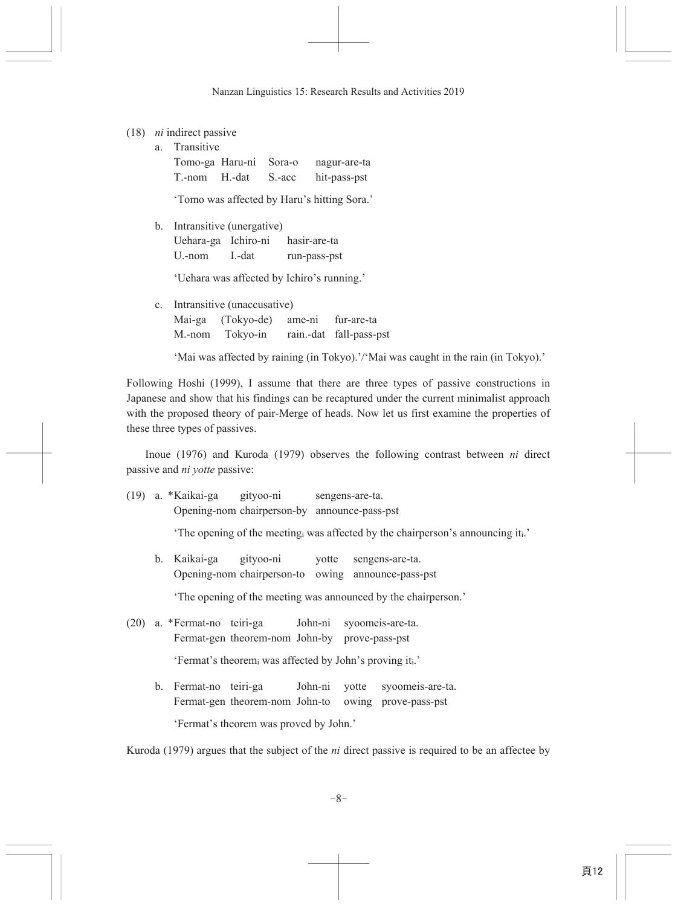(18) *ni* indirect passive

a. Transitive

Tomo-ga Haru-ni Sora-o nagur-are-ta
T.-nom H.-dat S.-acc hit-pass-pst

'Tomo was affected by Haru's hitting Sora.'

b. Intransitive (unergative)

Uehara-ga Ichiro-ni hasir-are-ta
U.-nom I.-dat run-pass-pst

'Uehara was affected by Ichiro's running.'

c. Intransitive (unaccusative)

Mai-ga (Tokyo-de) ame-ni fur-are-ta
M.-nom Tokyo-in rain.-dat fall-pass-pst

'Mai was affected by raining (in Tokyo).'/'Mai was caught in the rain (in Tokyo).'

Following Hoshi (1999), I assume that there are three types of passive constructions in Japanese and show that his findings can be recaptured under the current minimalist approach with the proposed theory of pair-Merge of heads. Now let us first examine the properties of these three types of passives.

Inoue (1976) and Kuroda (1979) observes the following contrast between *ni* direct passive and *ni yotte* passive:

(19) a. *Kaikai-ga gityoo-ni sengens-are-ta.
Opening-nom chairperson-by announce-pass-pst

'The opening of the meeting$_i$ was affected by the chairperson's announcing it$_i$.'

b. Kaikai-ga gityoo-ni yotte sengens-are-ta.
Opening-nom chairperson-to owing announce-pass-pst

'The opening of the meeting was announced by the chairperson.'

(20) a. *Fermat-no teiri-ga John-ni syoomeis-are-ta.
Fermat-gen theorem-nom John-by prove-pass-pst

'Fermat's theorem$_i$ was affected by John's proving it$_i$.'

b. Fermat-no teiri-ga John-ni yotte syoomeis-are-ta.
Fermat-gen theorem-nom John-to owing prove-pass-pst

'Fermat's theorem was proved by John.'

Kuroda (1979) argues that the subject of the *ni* direct passive is required to be an affectee by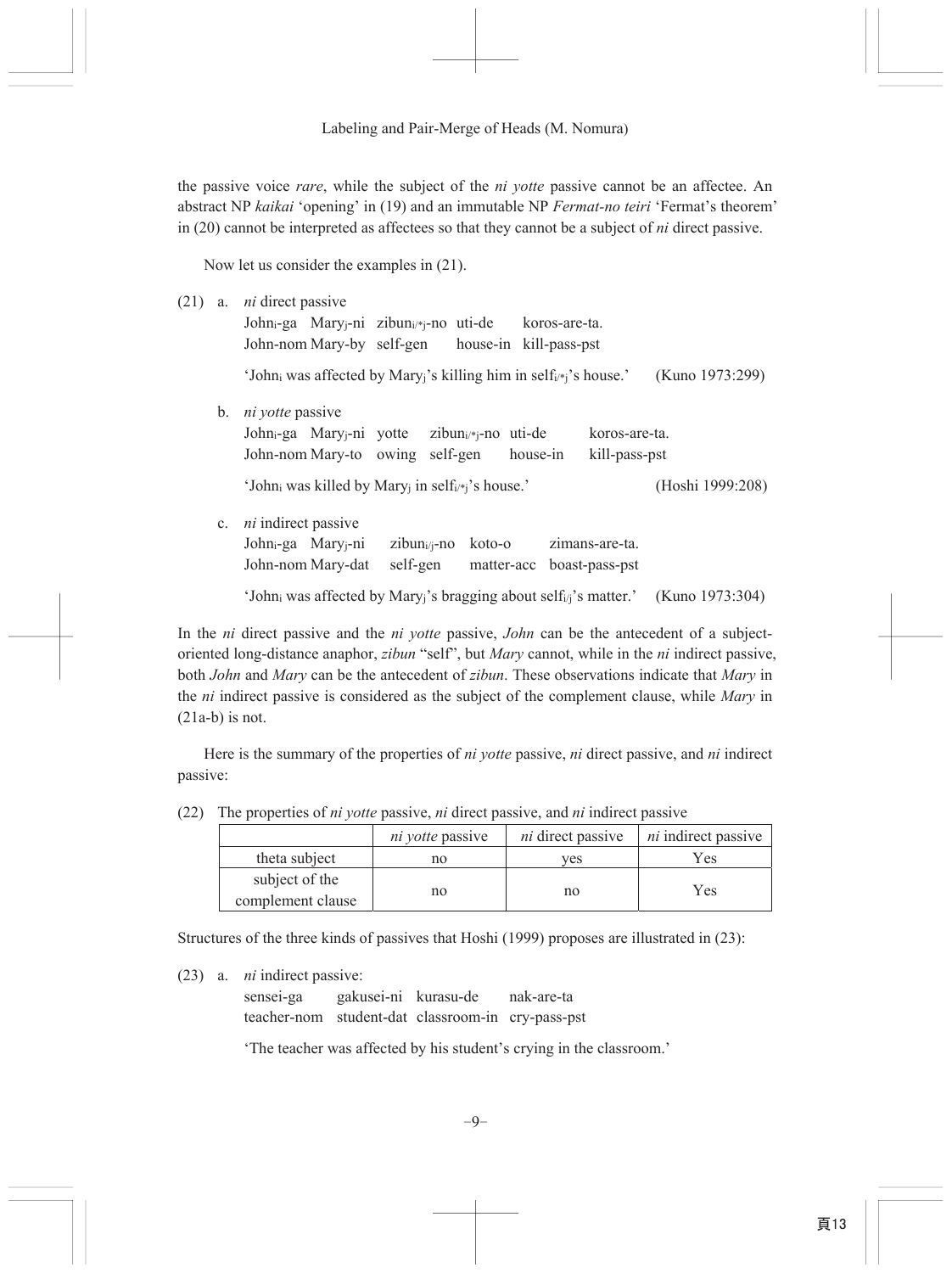the passive voice *rare*, while the subject of the *ni yotte* passive cannot be an affectee. An abstract NP *kaikai* 'opening' in (19) and an immutable NP *Fermat-no teiri* 'Fermat's theorem' in (20) cannot be interpreted as affectees so that they cannot be a subject of *ni* direct passive.

Now let us consider the examples in (21).

(21) a. *ni* direct passive

John$_i$-ga Mary$_j$-ni zibun$_{i/*j}$-no uti-de koros-are-ta.
John-nom Mary-by self-gen house-in kill-pass-pst

'John$_i$ was affected by Mary$_j$'s killing him in self$_{i/*j}$'s house.' (Kuno 1973:299)

b. *ni yotte* passive

John$_i$-ga Mary$_j$-ni yotte zibun$_{i/*j}$-no uti-de koros-are-ta.
John-nom Mary-to owing self-gen house-in kill-pass-pst

'John$_i$ was killed by Mary$_j$ in self$_{i/*j}$'s house.' (Hoshi 1999:208)

c. *ni* indirect passive

John$_i$-ga Mary$_j$-ni zibun$_{i/j}$-no koto-o zimans-are-ta.
John-nom Mary-dat self-gen matter-acc boast-pass-pst

'John$_i$ was affected by Mary$_j$'s bragging about self$_{i/j}$'s matter.' (Kuno 1973:304)

In the *ni* direct passive and the *ni yotte* passive, *John* can be the antecedent of a subject-oriented long-distance anaphor, *zibun* "self", but *Mary* cannot, while in the *ni* indirect passive, both *John* and *Mary* can be the antecedent of *zibun*. These observations indicate that *Mary* in the *ni* indirect passive is considered as the subject of the complement clause, while *Mary* in (21a-b) is not.

Here is the summary of the properties of *ni yotte* passive, *ni* direct passive, and *ni* indirect passive:

(22) The properties of *ni yotte* passive, *ni* direct passive, and *ni* indirect passive

| | *ni yotte* passive | *ni* direct passive | *ni* indirect passive |
|---|---|---|---|
| theta subject | no | yes | Yes |
| subject of the complement clause | no | no | Yes |

Structures of the three kinds of passives that Hoshi (1999) proposes are illustrated in (23):

(23) a. *ni* indirect passive:

sensei-ga gakusei-ni kurasu-de nak-are-ta
teacher-nom student-dat classroom-in cry-pass-pst

'The teacher was affected by his student's crying in the classroom.'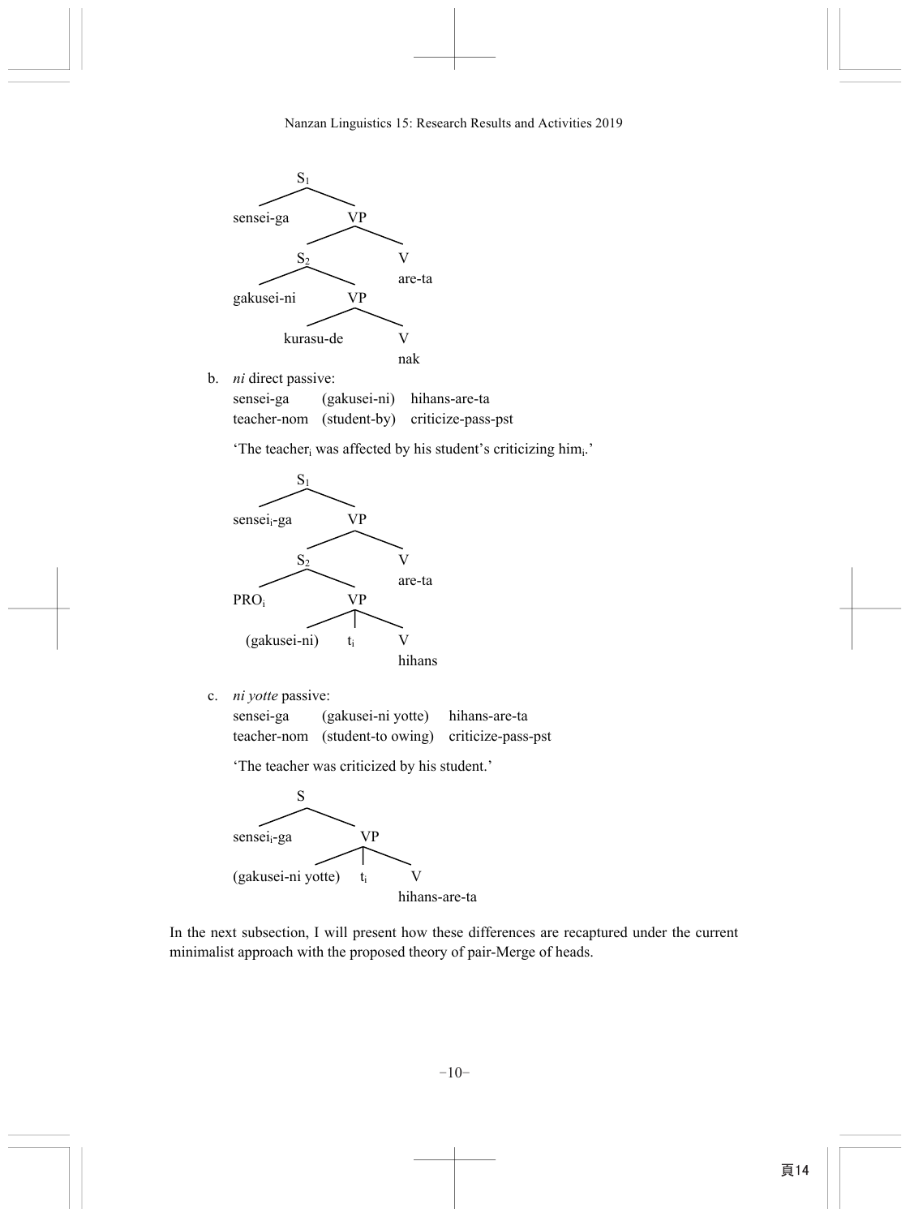```
S1
├── sensei-ga
└── VP
    ├── S2
    │   ├── gakusei-ni
    │   └── VP
    │       ├── kurasu-de
    │       └── V
    │           nak
    └── V
        are-ta
```

b. *ni* direct passive:

sensei-ga (gakusei-ni) hihans-are-ta
teacher-nom (student-by) criticize-pass-pst

'The teacher$_i$ was affected by his student's criticizing him$_i$.'

```
S1
├── sensei_i-ga
└── VP
    ├── S2
    │   ├── PRO_i
    │   └── VP
    │       ├── (gakusei-ni)
    │       ├── t_i
    │       └── V
    │           hihans
    └── V
        are-ta
```

c. *ni yotte* passive:

sensei-ga (gakusei-ni yotte) hihans-are-ta
teacher-nom (student-to owing) criticize-pass-pst

'The teacher was criticized by his student.'

```
S
├── sensei_i-ga
└── VP
    ├── (gakusei-ni yotte)
    ├── t_i
    └── V
        hihans-are-ta
```

In the next subsection, I will present how these differences are recaptured under the current minimalist approach with the proposed theory of pair-Merge of heads.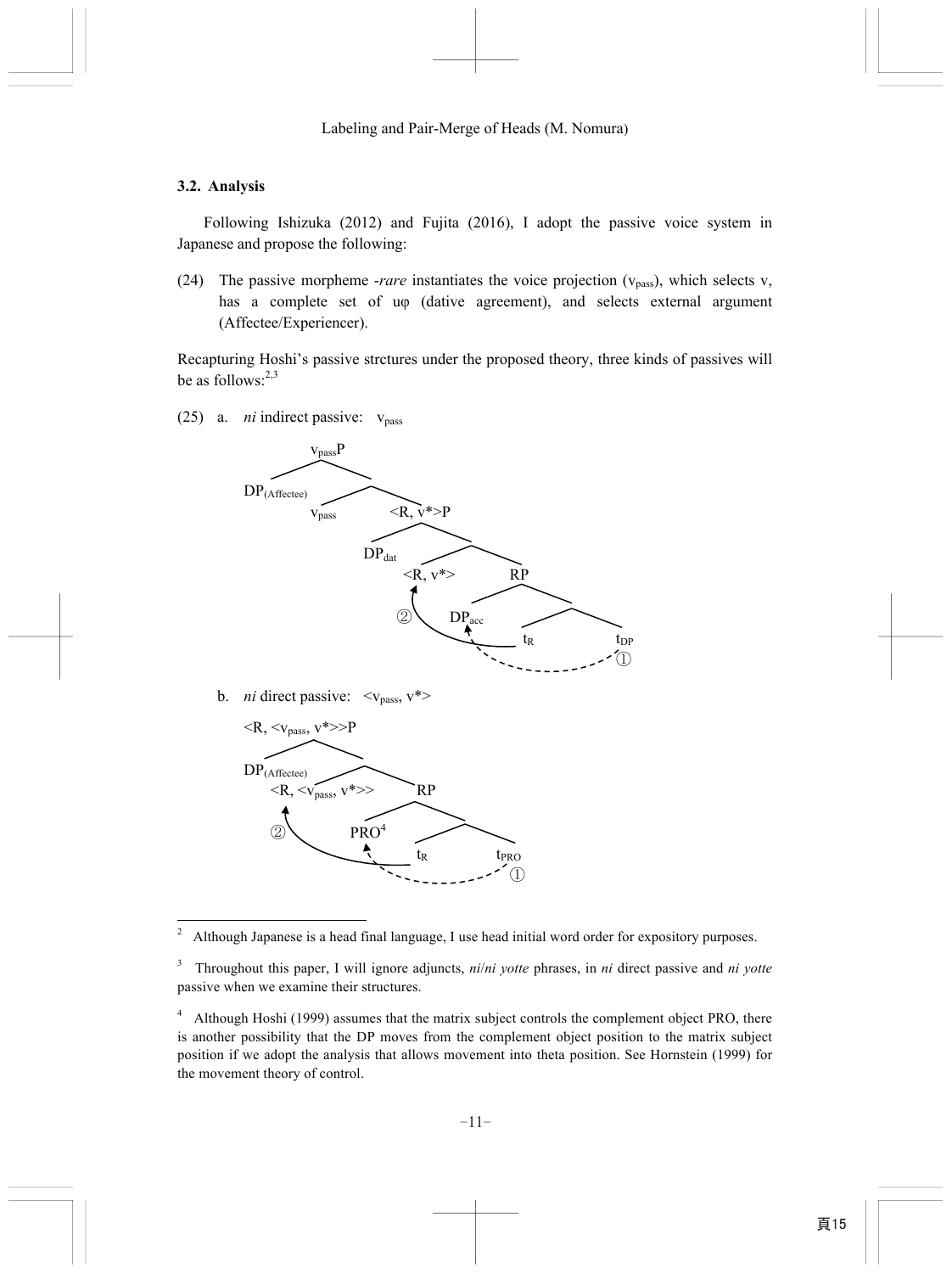### 3.2. Analysis

Following Ishizuka (2012) and Fujita (2016), I adopt the passive voice system in Japanese and propose the following:

(24) The passive morpheme *-rare* instantiates the voice projection ($v_{pass}$), which selects v, has a complete set of uφ (dative agreement), and selects external argument (Affectee/Experiencer).

Recapturing Hoshi's passive strctures under the proposed theory, three kinds of passives will be as follows:[2,3]

(25) a. *ni* indirect passive: $v_{pass}$

```
vpassP
├── DP(Affectee)
└──
    ├── vpass
    └── <R, v*>P
        ├── DPdat
        └──
            ├── <R, v*>   ← ② (movement of R)
            └── RP
                ├── DPacc   ← ① (movement from tDP)
                └──
                    ├── tR
                    └── tDP
```

b. *ni* direct passive: <$v_{pass}$, v*>

```
<R, <vpass, v*>>P
├── DP(Affectee)
└──
    ├── <R, <vpass, v*>>   ← ② (movement of R)
    └── RP
        ├── PRO[4]   ← ① (movement from tPRO)
        └──
            ├── tR
            └── tPRO
```

---

[2] Although Japanese is a head final language, I use head initial word order for expository purposes.

[3] Throughout this paper, I will ignore adjuncts, *ni*/*ni yotte* phrases, in *ni* direct passive and *ni yotte* passive when we examine their structures.

[4] Although Hoshi (1999) assumes that the matrix subject controls the complement object PRO, there is another possibility that the DP moves from the complement object position to the matrix subject position if we adopt the analysis that allows movement into theta position. See Hornstein (1999) for the movement theory of control.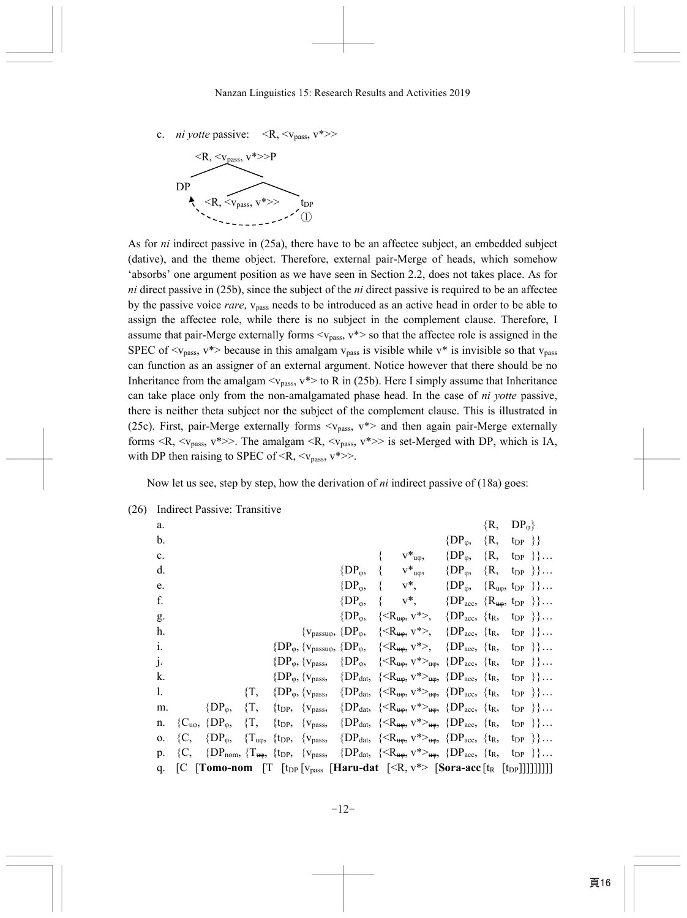c. *ni yotte* passive: $\langle R, \langle v_{pass}, v^* \rangle \rangle$

```
        <R, <v_pass, v*>>P
         /            \
       DP              
        ^    <R, <v_pass, v*>>    t_DP
         \                         ①
          - - - - - - - - - - - - 
```

As for *ni* indirect passive in (25a), there have to be an affectee subject, an embedded subject (dative), and the theme object. Therefore, external pair-Merge of heads, which somehow 'absorbs' one argument position as we have seen in Section 2.2, does not takes place. As for *ni* direct passive in (25b), since the subject of the *ni* direct passive is required to be an affectee by the passive voice *rare*, $v_{pass}$ needs to be introduced as an active head in order to be able to assign the affectee role, while there is no subject in the complement clause. Therefore, I assume that pair-Merge externally forms $\langle v_{pass}, v^* \rangle$ so that the affectee role is assigned in the SPEC of $\langle v_{pass}, v^* \rangle$ because in this amalgam $v_{pass}$ is visible while v* is invisible so that $v_{pass}$ can function as an assigner of an external argument. Notice however that there should be no Inheritance from the amalgam $\langle v_{pass}, v^* \rangle$ to R in (25b). Here I simply assume that Inheritance can take place only from the non-amalgamated phase head. In the case of *ni yotte* passive, there is neither theta subject nor the subject of the complement clause. This is illustrated in (25c). First, pair-Merge externally forms $\langle v_{pass}, v^* \rangle$ and then again pair-Merge externally forms $\langle R, \langle v_{pass}, v^* \rangle \rangle$. The amalgam $\langle R, \langle v_{pass}, v^* \rangle \rangle$ is set-Merged with DP, which is IA, with DP then raising to SPEC of $\langle R, \langle v_{pass}, v^* \rangle \rangle$.

Now let us see, step by step, how the derivation of *ni* indirect passive of (18a) goes:

(26) Indirect Passive: Transitive

a. $\{R, DP_{\varphi}\}$

b. $\{DP_{\varphi}, \{R, t_{DP}\}\}$

c. $\{v^*_{u\varphi}, \{DP_{\varphi}, \{R, t_{DP}\}\}\ldots$

d. $\{DP_{\varphi}, \{v^*_{u\varphi}, \{DP_{\varphi}, \{R, t_{DP}\}\}\ldots$

e. $\{DP_{\varphi}, \{v^*, \{DP_{\varphi}, \{R_{u\varphi}, t_{DP}\}\}\ldots$

f. $\{DP_{\varphi}, \{v^*, \{DP_{acc}, \{R_{\not{u\varphi}}, t_{DP}\}\}\ldots$

g. $\{DP_{\varphi}, \{\langle R_{\not{u\varphi}}, v^* \rangle, \{DP_{acc}, \{t_R, t_{DP}\}\}\ldots$

h. $\{v_{pass u\varphi}, \{DP_{\varphi}, \{\langle R_{\not{u\varphi}}, v^* \rangle, \{DP_{acc}, \{t_R, t_{DP}\}\}\ldots$

i. $\{DP_{\varphi}, \{v_{pass u\varphi}, \{DP_{\varphi}, \{\langle R_{\not{u\varphi}}, v^* \rangle, \{DP_{acc}, \{t_R, t_{DP}\}\}\ldots$

j. $\{DP_{\varphi}, \{v_{pass}, \{DP_{\varphi}, \{\langle R_{\not{u\varphi}}, v^* \rangle_{u\varphi}, \{DP_{acc}, \{t_R, t_{DP}\}\}\ldots$

k. $\{DP_{\varphi}, \{v_{pass}, \{DP_{dat}, \{\langle R_{\not{u\varphi}}, v^* \rangle_{\not{u\varphi}}, \{DP_{acc}, \{t_R, t_{DP}\}\}\ldots$

l. $\{T, \{DP_{\varphi}, \{v_{pass}, \{DP_{dat}, \{\langle R_{\not{u\varphi}}, v^* \rangle_{\not{u\varphi}}, \{DP_{acc}, \{t_R, t_{DP}\}\}\ldots$

m. $\{DP_{\varphi}, \{T, \{t_{DP}, \{v_{pass}, \{DP_{dat}, \{\langle R_{\not{u\varphi}}, v^* \rangle_{\not{u\varphi}}, \{DP_{acc}, \{t_R, t_{DP}\}\}\ldots$

n. $\{C_{u\varphi}, \{DP_{\varphi}, \{T, \{t_{DP}, \{v_{pass}, \{DP_{dat}, \{\langle R_{\not{u\varphi}}, v^* \rangle_{\not{u\varphi}}, \{DP_{acc}, \{t_R, t_{DP}\}\}\ldots$

o. $\{C, \{DP_{\varphi}, \{T_{u\varphi}, \{t_{DP}, \{v_{pass}, \{DP_{dat}, \{\langle R_{\not{u\varphi}}, v^* \rangle_{\not{u\varphi}}, \{DP_{acc}, \{t_R, t_{DP}\}\}\ldots$

p. $\{C, \{DP_{nom}, \{T_{\not{u\varphi}}, \{t_{DP}, \{v_{pass}, \{DP_{dat}, \{\langle R_{\not{u\varphi}}, v^* \rangle_{\not{u\varphi}}, \{DP_{acc}, \{t_R, t_{DP}\}\}\ldots$

q. [C [**Tomo-nom** [T [$t_{DP}$ [$v_{pass}$ [**Haru-dat** [$\langle R, v^* \rangle$ [**Sora-acc** [$t_R$ [$t_{DP}$]]]]]]]]]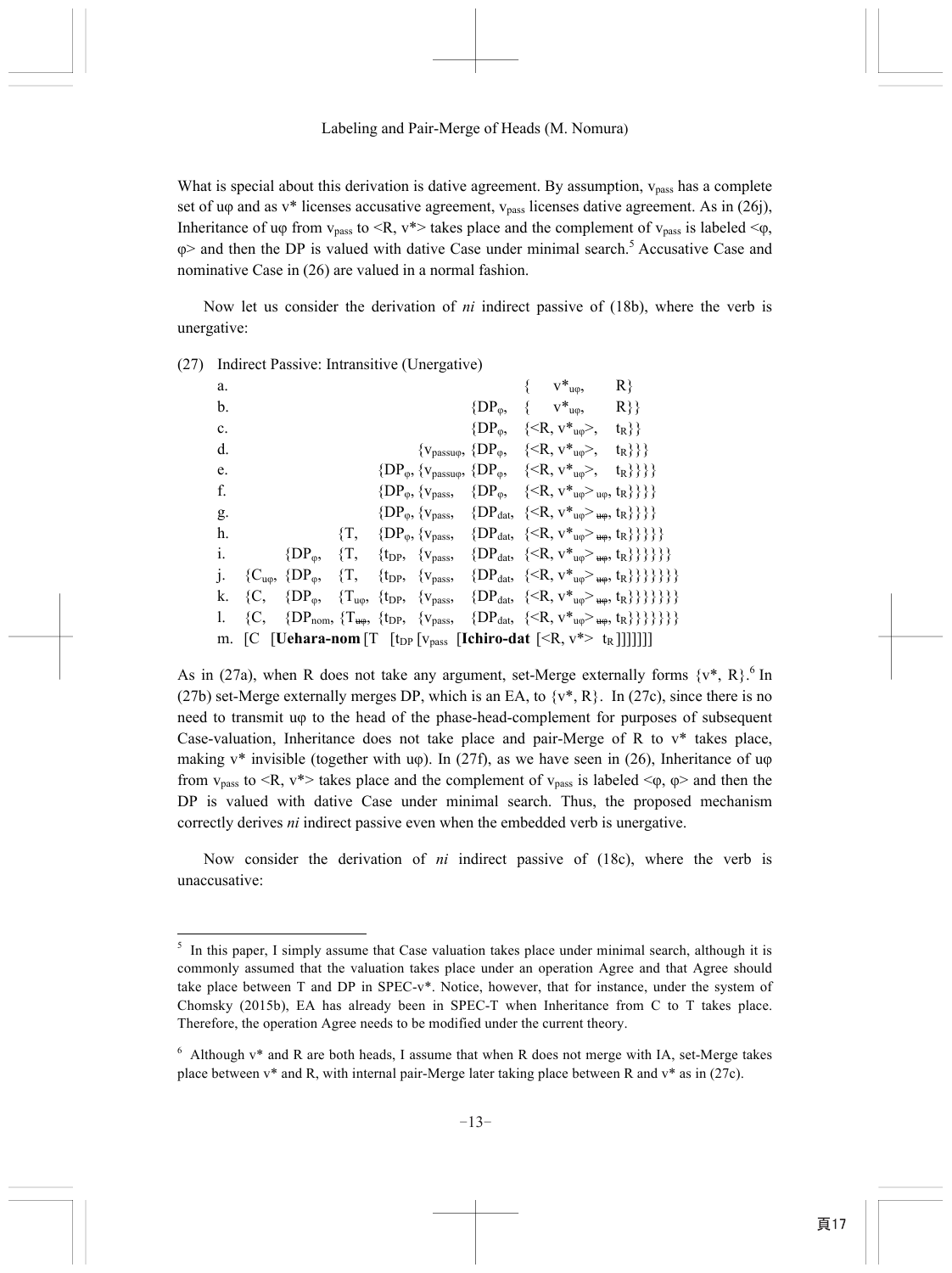What is special about this derivation is dative agreement. By assumption, $v_{pass}$ has a complete set of uφ and as v* licenses accusative agreement, $v_{pass}$ licenses dative agreement. As in (26j), Inheritance of uφ from $v_{pass}$ to <R, v*> takes place and the complement of $v_{pass}$ is labeled <φ, φ> and then the DP is valued with dative Case under minimal search.[5] Accusative Case and nominative Case in (26) are valued in a normal fashion.

Now let us consider the derivation of *ni* indirect passive of (18b), where the verb is unergative:

(27) Indirect Passive: Intransitive (Unergative)

a. $\{v^*_{u\varphi}, R\}$

b. $\{DP_{\varphi}, \{v^*_{u\varphi}, R\}\}$

c. $\{DP_{\varphi}, \{<R, v^*_{u\varphi}>, t_R\}\}$

d. $\{v_{pass u\varphi}, \{DP_{\varphi}, \{<R, v^*_{u\varphi}>, t_R\}\}\}$

e. $\{DP_{\varphi}, \{v_{pass u\varphi}, \{DP_{\varphi}, \{<R, v^*_{u\varphi}>, t_R\}\}\}\}$

f. $\{DP_{\varphi}, \{v_{pass}, \{DP_{\varphi}, \{<R, v^*_{u\varphi}>_{u\varphi}, t_R\}\}\}\}$

g. $\{DP_{\varphi}, \{v_{pass}, \{DP_{dat}, \{<R, v^*_{u\varphi}>_{\cancel{u\varphi}}, t_R\}\}\}\}$

h. $\{T, \{DP_{\varphi}, \{v_{pass}, \{DP_{dat}, \{<R, v^*_{u\varphi}>_{\cancel{u\varphi}}, t_R\}\}\}\}\}$

i. $\{DP_{\varphi}, \{T, \{t_{DP}, \{v_{pass}, \{DP_{dat}, \{<R, v^*_{u\varphi}>_{\cancel{u\varphi}}, t_R\}\}\}\}\}\}$

j. $\{C_{u\varphi}, \{DP_{\varphi}, \{T, \{t_{DP}, \{v_{pass}, \{DP_{dat}, \{<R, v^*_{u\varphi}>_{\cancel{u\varphi}}, t_R\}\}\}\}\}\}\}$

k. $\{C, \{DP_{\varphi}, \{T_{u\varphi}, \{t_{DP}, \{v_{pass}, \{DP_{dat}, \{<R, v^*_{u\varphi}>_{\cancel{u\varphi}}, t_R\}\}\}\}\}\}\}$

l. $\{C, \{DP_{nom}, \{T_{\cancel{u\varphi}}, \{t_{DP}, \{v_{pass}, \{DP_{dat}, \{<R, v^*_{u\varphi}>_{\cancel{u\varphi}}, t_R\}\}\}\}\}\}\}$

m. [C [**Uehara-nom** [T [$t_{DP}$ [$v_{pass}$ [**Ichiro-dat** [<R, v*> $t_R$ ]]]]]]]

As in (27a), when R does not take any argument, set-Merge externally forms {v*, R}.[6] In (27b) set-Merge externally merges DP, which is an EA, to {v*, R}. In (27c), since there is no need to transmit uφ to the head of the phase-head-complement for purposes of subsequent Case-valuation, Inheritance does not take place and pair-Merge of R to v* takes place, making v* invisible (together with uφ). In (27f), as we have seen in (26), Inheritance of uφ from $v_{pass}$ to <R, v*> takes place and the complement of $v_{pass}$ is labeled <φ, φ> and then the DP is valued with dative Case under minimal search. Thus, the proposed mechanism correctly derives *ni* indirect passive even when the embedded verb is unergative.

Now consider the derivation of *ni* indirect passive of (18c), where the verb is unaccusative:

---

[5] In this paper, I simply assume that Case valuation takes place under minimal search, although it is commonly assumed that the valuation takes place under an operation Agree and that Agree should take place between T and DP in SPEC-v*. Notice, however, that for instance, under the system of Chomsky (2015b), EA has already been in SPEC-T when Inheritance from C to T takes place. Therefore, the operation Agree needs to be modified under the current theory.

[6] Although v* and R are both heads, I assume that when R does not merge with IA, set-Merge takes place between v* and R, with internal pair-Merge later taking place between R and v* as in (27c).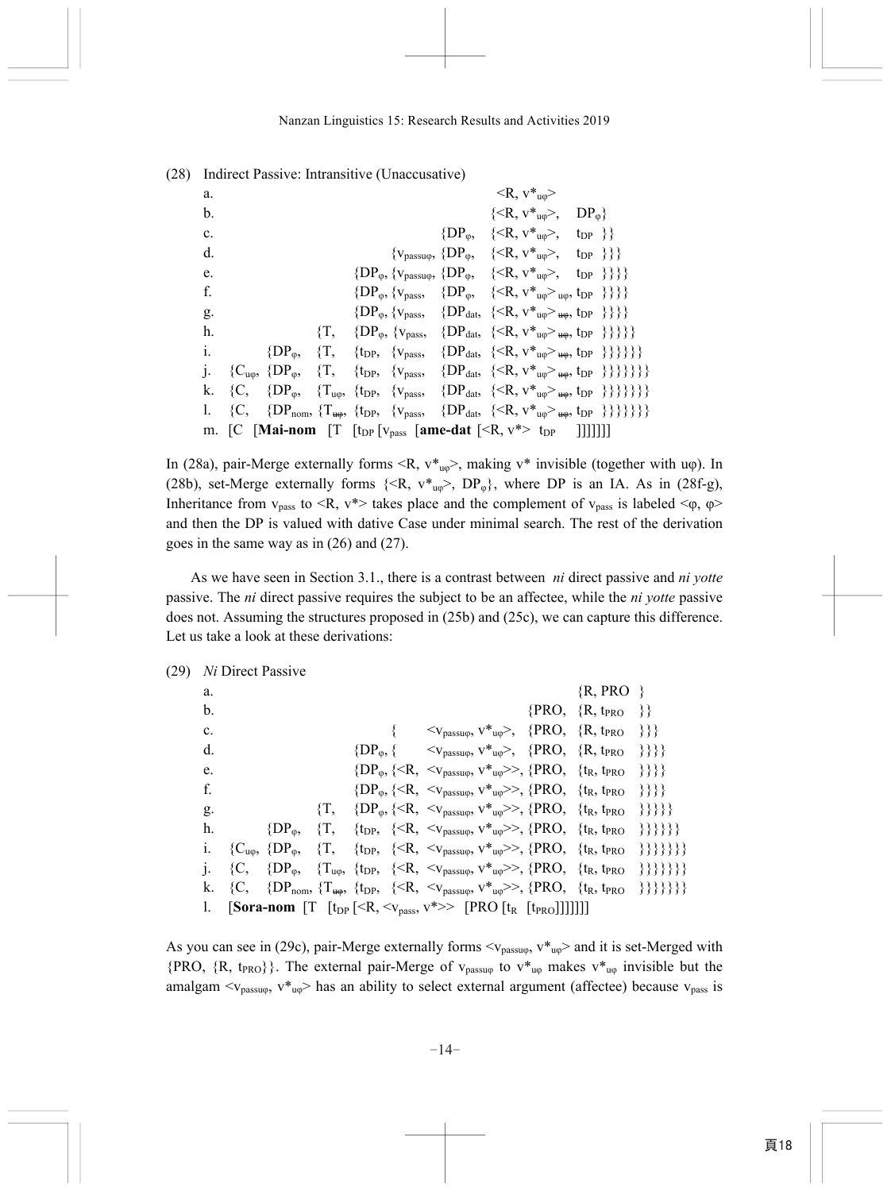(28) Indirect Passive: Intransitive (Unaccusative)

a. $\langle R, v^*_{u\varphi}\rangle$

b. $\{\langle R, v^*_{u\varphi}\rangle, \ DP_{\varphi}\}$

c. $\{DP_{\varphi}, \ \{\langle R, v^*_{u\varphi}\rangle, \ t_{DP}\ \}\}$

d. $\{v_{passu\varphi}, \{DP_{\varphi}, \ \{\langle R, v^*_{u\varphi}\rangle, \ t_{DP}\ \}\}\}$

e. $\{DP_{\varphi}, \{v_{passu\varphi}, \{DP_{\varphi}, \ \{\langle R, v^*_{u\varphi}\rangle, \ t_{DP}\ \}\}\}\}$

f. $\{DP_{\varphi}, \{v_{pass}, \ \{DP_{\varphi}, \ \{\langle R, v^*_{u\varphi}\rangle_{u\varphi}, t_{DP}\ \}\}\}\}$

g. $\{DP_{\varphi}, \{v_{pass}, \ \{DP_{dat}, \ \{\langle R, v^*_{u\varphi}\rangle_{\cancel{u\varphi}}, t_{DP}\ \}\}\}\}$

h. $\{T, \ \{DP_{\varphi}, \{v_{pass}, \ \{DP_{dat}, \ \{\langle R, v^*_{u\varphi}\rangle_{\cancel{u\varphi}}, t_{DP}\ \}\}\}\}\}$

i. $\{DP_{\varphi}, \ \{T, \ \{t_{DP}, \ \{v_{pass}, \ \{DP_{dat}, \ \{\langle R, v^*_{u\varphi}\rangle_{\cancel{u\varphi}}, t_{DP}\ \}\}\}\}\}\}$

j. $\{C_{u\varphi}, \{DP_{\varphi}, \ \{T, \ \{t_{DP}, \ \{v_{pass}, \ \{DP_{dat}, \ \{\langle R, v^*_{u\varphi}\rangle_{\cancel{u\varphi}}, t_{DP}\ \}\}\}\}\}\}\}$

k. $\{C, \ \{DP_{\varphi}, \ \{T_{u\varphi}, \{t_{DP}, \ \{v_{pass}, \ \{DP_{dat}, \ \{\langle R, v^*_{u\varphi}\rangle_{\cancel{u\varphi}}, t_{DP}\ \}\}\}\}\}\}\}$

l. $\{C, \ \{DP_{nom}, \{T_{\cancel{u\varphi}}, \{t_{DP}, \ \{v_{pass}, \ \{DP_{dat}, \ \{\langle R, v^*_{u\varphi}\rangle_{\cancel{u\varphi}}, t_{DP}\ \}\}\}\}\}\}\}$

m. [C [**Mai-nom** [T [$t_{DP}$ [$v_{pass}$ [**ame-dat** [$\langle R, v^*\rangle$ $t_{DP}$ ]]]]]]]

In (28a), pair-Merge externally forms $\langle R, v^*_{u\varphi}\rangle$, making v* invisible (together with uφ). In (28b), set-Merge externally forms $\{\langle R, v^*_{u\varphi}\rangle, DP_{\varphi}\}$, where DP is an IA. As in (28f-g), Inheritance from $v_{pass}$ to $\langle R, v^*\rangle$ takes place and the complement of $v_{pass}$ is labeled $\langle\varphi, \varphi\rangle$ and then the DP is valued with dative Case under minimal search. The rest of the derivation goes in the same way as in (26) and (27).

As we have seen in Section 3.1., there is a contrast between *ni* direct passive and *ni yotte* passive. The *ni* direct passive requires the subject to be an affectee, while the *ni yotte* passive does not. Assuming the structures proposed in (25b) and (25c), we can capture this difference. Let us take a look at these derivations:

(29) *Ni* Direct Passive

a. $\{R, PRO\ \}$

b. $\{PRO, \ \{R, t_{PRO}\ \}\}$

c. $\{\ \ \langle v_{passu\varphi}, v^*_{u\varphi}\rangle, \ \{PRO, \ \{R, t_{PRO}\ \}\}\}$

d. $\{DP_{\varphi}, \{\ \ \langle v_{passu\varphi}, v^*_{u\varphi}\rangle, \ \{PRO, \ \{R, t_{PRO}\ \}\}\}\}$

e. $\{DP_{\varphi}, \{\langle R, \ \langle v_{passu\varphi}, v^*_{u\varphi}\rangle\rangle, \{PRO, \ \{t_R, t_{PRO}\ \}\}\}\}$

f. $\{DP_{\varphi}, \{\langle R, \ \langle v_{passu\varphi}, v^*_{u\varphi}\rangle\rangle, \{PRO, \ \{t_R, t_{PRO}\ \}\}\}\}$

g. $\{T, \ \{DP_{\varphi}, \{\langle R, \ \langle v_{passu\varphi}, v^*_{u\varphi}\rangle\rangle, \{PRO, \ \{t_R, t_{PRO}\ \}\}\}\}\}$

h. $\{DP_{\varphi}, \ \{T, \ \{t_{DP}, \ \{\langle R, \ \langle v_{passu\varphi}, v^*_{u\varphi}\rangle\rangle, \{PRO, \ \{t_R, t_{PRO}\ \}\}\}\}\}\}$

i. $\{C_{u\varphi}, \{DP_{\varphi}, \ \{T, \ \{t_{DP}, \ \{\langle R, \ \langle v_{passu\varphi}, v^*_{u\varphi}\rangle\rangle, \{PRO, \ \{t_R, t_{PRO}\ \}\}\}\}\}\}\}$

j. $\{C, \ \{DP_{\varphi}, \ \{T_{u\varphi}, \{t_{DP}, \ \{\langle R, \ \langle v_{passu\varphi}, v^*_{u\varphi}\rangle\rangle, \{PRO, \ \{t_R, t_{PRO}\ \}\}\}\}\}\}\}$

k. $\{C, \ \{DP_{nom}, \{T_{\cancel{u\varphi}}, \{t_{DP}, \ \{\langle R, \ \langle v_{passu\varphi}, v^*_{u\varphi}\rangle\rangle, \{PRO, \ \{t_R, t_{PRO}\ \}\}\}\}\}\}\}$

l. [**Sora-nom** [T [$t_{DP}$ [$\langle R, \langle v_{pass}, v^*\rangle\rangle$ [PRO [$t_R$ [$t_{PRO}$]]]]]]]

As you can see in (29c), pair-Merge externally forms $\langle v_{passu\varphi}, v^*_{u\varphi}\rangle$ and it is set-Merged with $\{PRO, \{R, t_{PRO}\}\}$. The external pair-Merge of $v_{passu\varphi}$ to $v^*_{u\varphi}$ makes $v^*_{u\varphi}$ invisible but the amalgam $\langle v_{passu\varphi}, v^*_{u\varphi}\rangle$ has an ability to select external argument (affectee) because $v_{pass}$ is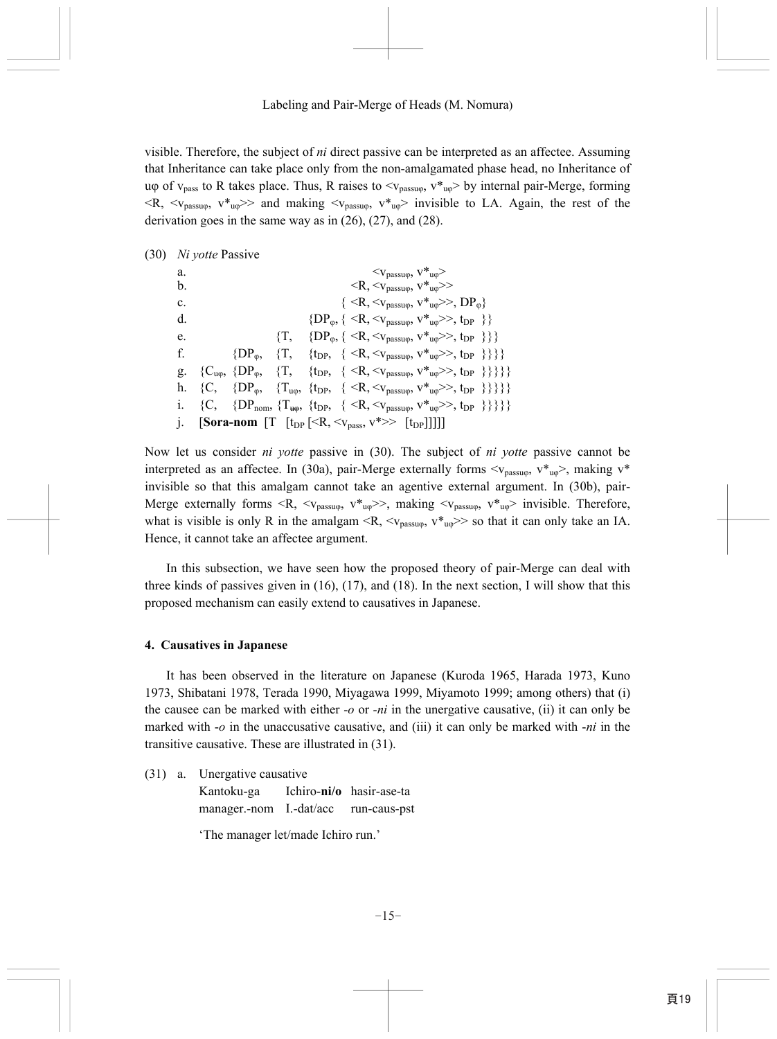visible. Therefore, the subject of *ni* direct passive can be interpreted as an affectee. Assuming that Inheritance can take place only from the non-amalgamated phase head, no Inheritance of $u\varphi$ of $v_{pass}$ to R takes place. Thus, R raises to $<v_{passu\varphi}, v^*_{u\varphi}>$ by internal pair-Merge, forming $<R, <v_{passu\varphi}, v^*_{u\varphi}>>$ and making $<v_{passu\varphi}, v^*_{u\varphi}>$ invisible to LA. Again, the rest of the derivation goes in the same way as in (26), (27), and (28).

(30) *Ni yotte* Passive

a. $<v_{passu\varphi}, v^*_{u\varphi}>$

b. $<R, <v_{passu\varphi}, v^*_{u\varphi}>>$

c. $\{ <R, <v_{passu\varphi}, v^*_{u\varphi}>>, DP_{\varphi}\}$

d. $\{DP_{\varphi}, \{ <R, <v_{passu\varphi}, v^*_{u\varphi}>>, t_{DP} \}\}$

e. $\{T, \{DP_{\varphi}, \{ <R, <v_{passu\varphi}, v^*_{u\varphi}>>, t_{DP} \}\}\}$

f. $\{DP_{\varphi}, \{T, \{t_{DP}, \{ <R, <v_{passu\varphi}, v^*_{u\varphi}>>, t_{DP} \}\}\}\}$

g. $\{C_{u\varphi}, \{DP_{\varphi}, \{T, \{t_{DP}, \{ <R, <v_{passu\varphi}, v^*_{u\varphi}>>, t_{DP} \}\}\}\}\}$

h. $\{C, \{DP_{\varphi}, \{T_{u\varphi}, \{t_{DP}, \{ <R, <v_{passu\varphi}, v^*_{u\varphi}>>, t_{DP} \}\}\}\}\}$

i. $\{C, \{DP_{nom}, \{T_{\cancel{u\varphi}}, \{t_{DP}, \{ <R, <v_{passu\varphi}, v^*_{u\varphi}>>, t_{DP} \}\}\}\}\}$

j. [**Sora-nom** [T [$t_{DP}$ [$<R, <v_{pass}, v^*>>$ [$t_{DP}$]]]]]

Now let us consider *ni yotte* passive in (30). The subject of *ni yotte* passive cannot be interpreted as an affectee. In (30a), pair-Merge externally forms $<v_{passu\varphi}, v^*_{u\varphi}>$, making $v^*$ invisible so that this amalgam cannot take an agentive external argument. In (30b), pair-Merge externally forms $<R, <v_{passu\varphi}, v^*_{u\varphi}>>$, making $<v_{passu\varphi}, v^*_{u\varphi}>$ invisible. Therefore, what is visible is only R in the amalgam $<R, <v_{passu\varphi}, v^*_{u\varphi}>>$ so that it can only take an IA. Hence, it cannot take an affectee argument.

In this subsection, we have seen how the proposed theory of pair-Merge can deal with three kinds of passives given in (16), (17), and (18). In the next section, I will show that this proposed mechanism can easily extend to causatives in Japanese.

## 4. Causatives in Japanese

It has been observed in the literature on Japanese (Kuroda 1965, Harada 1973, Kuno 1973, Shibatani 1978, Terada 1990, Miyagawa 1999, Miyamoto 1999; among others) that (i) the causee can be marked with either *-o* or *-ni* in the unergative causative, (ii) it can only be marked with *-o* in the unaccusative causative, and (iii) it can only be marked with *-ni* in the transitive causative. These are illustrated in (31).

(31) a. Unergative causative

Kantoku-ga Ichiro-**ni/o** hasir-ase-ta

manager.-nom I.-dat/acc run-caus-pst

'The manager let/made Ichiro run.'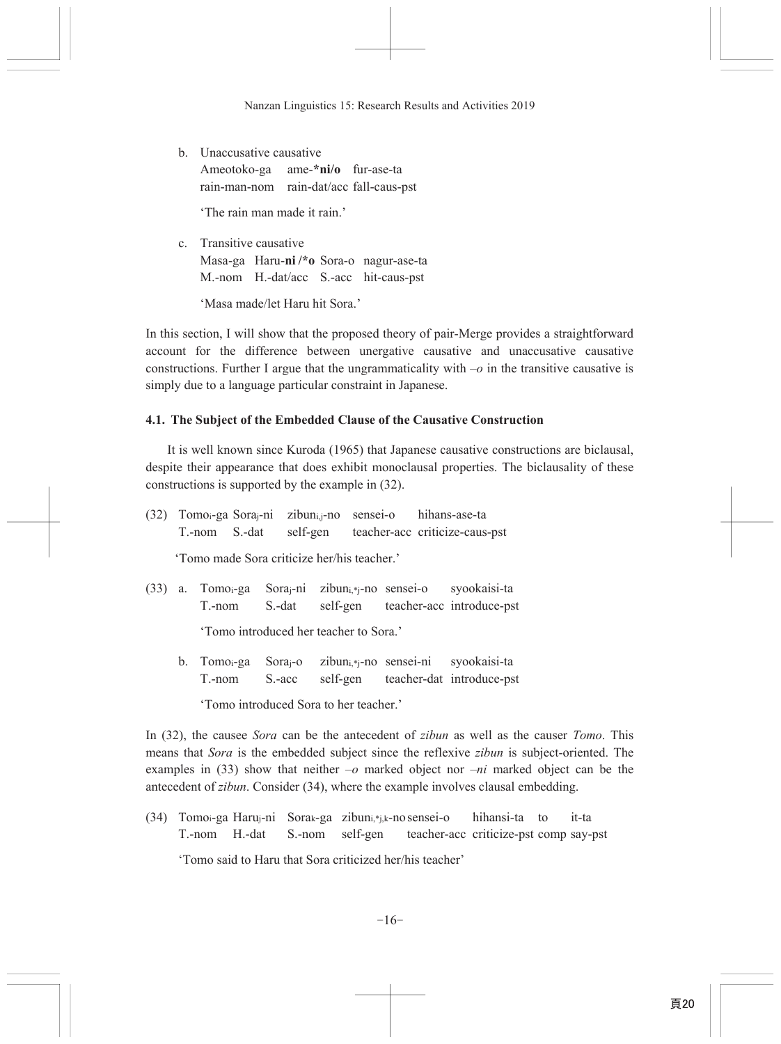b. Unaccusative causative
   Ameotoko-ga    ame-**\*ni/o**    fur-ase-ta
   rain-man-nom    rain-dat/acc fall-caus-pst

   'The rain man made it rain.'

c. Transitive causative
   Masa-ga   Haru-**ni /\*o** Sora-o   nagur-ase-ta
   M.-nom    H.-dat/acc   S.-acc   hit-caus-pst

   'Masa made/let Haru hit Sora.'

In this section, I will show that the proposed theory of pair-Merge provides a straightforward account for the difference between unergative causative and unaccusative causative constructions. Further I argue that the ungrammaticality with *–o* in the transitive causative is simply due to a language particular constraint in Japanese.

### 4.1. The Subject of the Embedded Clause of the Causative Construction

It is well known since Kuroda (1965) that Japanese causative constructions are biclausal, despite their appearance that does exhibit monoclausal properties. The biclausality of these constructions is supported by the example in (32).

(32) Tomo$_i$-ga Sora$_j$-ni   zibun$_{i,j}$-no   sensei-o      hihans-ase-ta
     T.-nom   S.-dat      self-gen      teacher-acc  criticize-caus-pst

     'Tomo made Sora criticize her/his teacher.'

(33) a. Tomo$_i$-ga    Sora$_j$-ni    zibun$_{i,*j}$-no  sensei-o      syookaisi-ta
        T.-nom       S.-dat       self-gen        teacher-acc  introduce-pst

        'Tomo introduced her teacher to Sora.'

     b. Tomo$_i$-ga    Sora$_j$-o     zibun$_{i,*j}$-no  sensei-ni     syookaisi-ta
        T.-nom       S.-acc       self-gen        teacher-dat  introduce-pst

        'Tomo introduced Sora to her teacher.'

In (32), the causee *Sora* can be the antecedent of *zibun* as well as the causer *Tomo*. This means that *Sora* is the embedded subject since the reflexive *zibun* is subject-oriented. The examples in (33) show that neither *–o* marked object nor *–ni* marked object can be the antecedent of *zibun*. Consider (34), where the example involves clausal embedding.

(34) Tomo$_i$-ga Haru$_j$-ni   Sora$_k$-ga   zibun$_{i,*j,k}$-no sensei-o      hihansi-ta   to      it-ta
     T.-nom    H.-dat      S.-nom      self-gen        teacher-acc  criticize-pst comp say-pst

     'Tomo said to Haru that Sora criticized her/his teacher'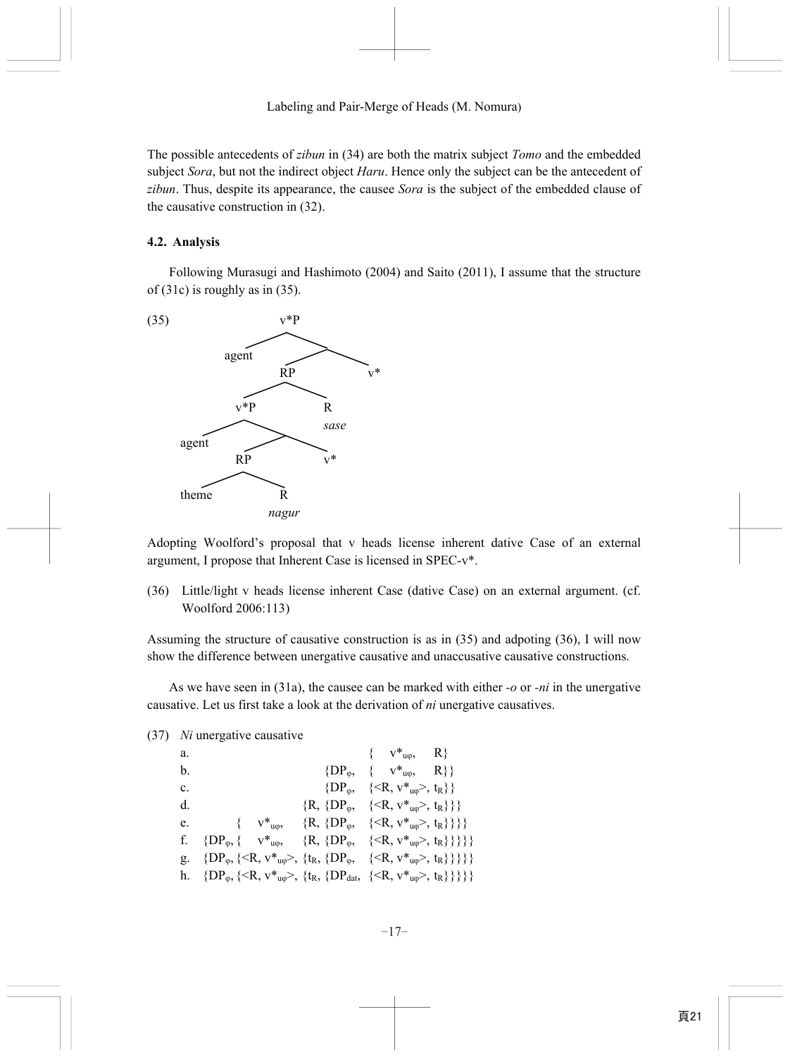The possible antecedents of *zibun* in (34) are both the matrix subject *Tomo* and the embedded subject *Sora*, but not the indirect object *Haru*. Hence only the subject can be the antecedent of *zibun*. Thus, despite its appearance, the causee *Sora* is the subject of the embedded clause of the causative construction in (32).

### 4.2. Analysis

Following Murasugi and Hashimoto (2004) and Saito (2011), I assume that the structure of (31c) is roughly as in (35).

(35)

```
                v*P
              /     \
         agent       .
                   /   \
                 RP     v*
               /    \
            v*P      R
           /   \    sase
      agent     .
              /   \
            RP     v*
           /  \
      theme    R
             nagur
```

Adopting Woolford's proposal that v heads license inherent dative Case of an external argument, I propose that Inherent Case is licensed in SPEC-v*.

(36) Little/light v heads license inherent Case (dative Case) on an external argument. (cf. Woolford 2006:113)

Assuming the structure of causative construction is as in (35) and adpoting (36), I will now show the difference between unergative causative and unaccusative causative constructions.

As we have seen in (31a), the causee can be marked with either *-o* or *-ni* in the unergative causative. Let us first take a look at the derivation of *ni* unergative causatives.

(37) *Ni* unergative causative

a. $\{\ v^*_{u\varphi},\ \ R\}$

b. $\{DP_{\varphi},\ \{\ v^*_{u\varphi},\ \ R\}\}$

c. $\{DP_{\varphi},\ \{<R, v^*_{u\varphi}>, t_R\}\}$

d. $\{R, \{DP_{\varphi},\ \{<R, v^*_{u\varphi}>, t_R\}\}\}$

e. $\{\ v^*_{u\varphi},\ \ \{R, \{DP_{\varphi},\ \{<R, v^*_{u\varphi}>, t_R\}\}\}\}$

f. $\{DP_{\varphi}, \{\ v^*_{u\varphi},\ \ \{R, \{DP_{\varphi},\ \{<R, v^*_{u\varphi}>, t_R\}\}\}\}\}$

g. $\{DP_{\varphi}, \{<R, v^*_{u\varphi}>, \{t_R, \{DP_{\varphi},\ \{<R, v^*_{u\varphi}>, t_R\}\}\}\}\}$

h. $\{DP_{\varphi}, \{<R, v^*_{u\varphi}>, \{t_R, \{DP_{dat},\ \{<R, v^*_{u\varphi}>, t_R\}\}\}\}\}$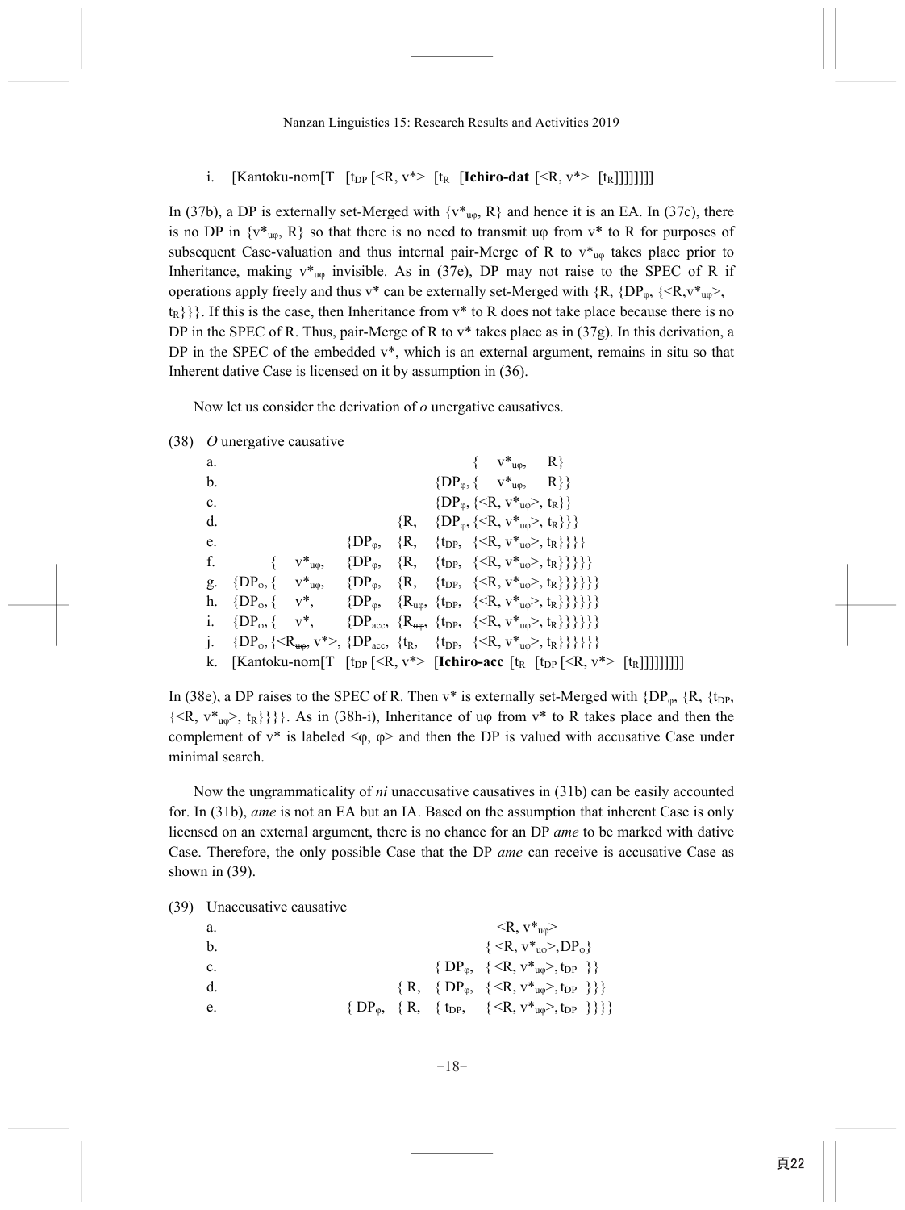i. [Kantoku-nom[T [$t_{DP}$ [<R, v*> [$t_R$ [**Ichiro-dat** [<R, v*> [$t_R$]]]]]]]]

In (37b), a DP is externally set-Merged with {$v^*_{u\varphi}$, R} and hence it is an EA. In (37c), there is no DP in {$v^*_{u\varphi}$, R} so that there is no need to transmit uφ from v* to R for purposes of subsequent Case-valuation and thus internal pair-Merge of R to $v^*_{u\varphi}$ takes place prior to Inheritance, making $v^*_{u\varphi}$ invisible. As in (37e), DP may not raise to the SPEC of R if operations apply freely and thus v* can be externally set-Merged with {R, {$DP_\varphi$, {<R,$v^*_{u\varphi}$>, $t_R$}}}. If this is the case, then Inheritance from v* to R does not take place because there is no DP in the SPEC of R. Thus, pair-Merge of R to v* takes place as in (37g). In this derivation, a DP in the SPEC of the embedded v*, which is an external argument, remains in situ so that Inherent dative Case is licensed on it by assumption in (36).

Now let us consider the derivation of *o* unergative causatives.

(38) *O* unergative causative

a. { $v^*_{u\varphi}$, R}

b. {$DP_\varphi$, { $v^*_{u\varphi}$, R}}

c. {$DP_\varphi$, {<R, $v^*_{u\varphi}$>, $t_R$}}

d. {R, {$DP_\varphi$, {<R, $v^*_{u\varphi}$>, $t_R$}}}

e. {$DP_\varphi$, {R, {$t_{DP}$, {<R, $v^*_{u\varphi}$>, $t_R$}}}}

f. { $v^*_{u\varphi}$, {$DP_\varphi$, {R, {$t_{DP}$, {<R, $v^*_{u\varphi}$>, $t_R$}}}}}

g. {$DP_\varphi$, { $v^*_{u\varphi}$, {$DP_\varphi$, {R, {$t_{DP}$, {<R, $v^*_{u\varphi}$>, $t_R$}}}}}}

h. {$DP_\varphi$, { v*, {$DP_\varphi$, {$R_{u\varphi}$, {$t_{DP}$, {<R, $v^*_{u\varphi}$>, $t_R$}}}}}}

i. {$DP_\varphi$, { v*, {$DP_{acc}$, {$R_{\not{u\varphi}}$, {$t_{DP}$, {<R, $v^*_{u\varphi}$>, $t_R$}}}}}}

j. {$DP_\varphi$, {<$R_{\not{u\varphi}}$, v*>, {$DP_{acc}$, {$t_R$, {$t_{DP}$, {<R, $v^*_{u\varphi}$>, $t_R$}}}}}}

k. [Kantoku-nom[T [$t_{DP}$ [<R, v*> [**Ichiro-acc** [$t_R$ [$t_{DP}$ [<R, v*> [$t_R$]]]]]]]]]

In (38e), a DP raises to the SPEC of R. Then v* is externally set-Merged with {$DP_\varphi$, {R, {$t_{DP}$, {<R, $v^*_{u\varphi}$>, $t_R$}}}}. As in (38h-i), Inheritance of uφ from v* to R takes place and then the complement of v* is labeled <φ, φ> and then the DP is valued with accusative Case under minimal search.

Now the ungrammaticality of *ni* unaccusative causatives in (31b) can be easily accounted for. In (31b), *ame* is not an EA but an IA. Based on the assumption that inherent Case is only licensed on an external argument, there is no chance for an DP *ame* to be marked with dative Case. Therefore, the only possible Case that the DP *ame* can receive is accusative Case as shown in (39).

(39) Unaccusative causative

a. <R, $v^*_{u\varphi}$>

b. { <R, $v^*_{u\varphi}$>,$DP_\varphi$}

c. { $DP_\varphi$, {<R, $v^*_{u\varphi}$>, $t_{DP}$ }}

d. { R, { $DP_\varphi$, {<R, $v^*_{u\varphi}$>, $t_{DP}$ }}}

e. { $DP_\varphi$, { R, { $t_{DP}$, {<R, $v^*_{u\varphi}$>, $t_{DP}$ }}}}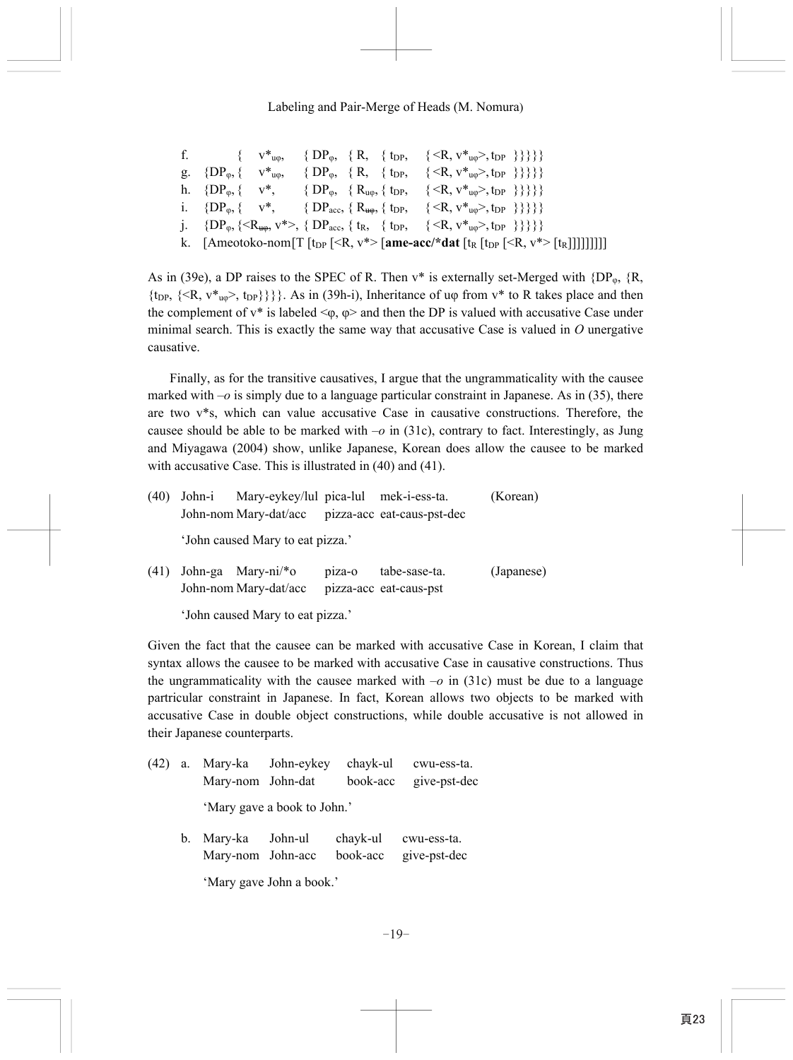f. { $v^*_{u\varphi}$, { $DP_{\varphi}$, { R, { $t_{DP}$, {<R, $v^*_{u\varphi}$>, $t_{DP}$ }}}}}

g. {$DP_{\varphi}$, { $v^*_{u\varphi}$, { $DP_{\varphi}$, { R, { $t_{DP}$, {<R, $v^*_{u\varphi}$>, $t_{DP}$ }}}}}

h. {$DP_{\varphi}$, { $v^*$, { $DP_{\varphi}$, { $R_{u\varphi}$, { $t_{DP}$, {<R, $v^*_{u\varphi}$>, $t_{DP}$ }}}}}

i. {$DP_{\varphi}$, { $v^*$, { $DP_{acc}$, { $R_{\not{u\varphi}}$, { $t_{DP}$, {<R, $v^*_{u\varphi}$>, $t_{DP}$ }}}}}

j. {$DP_{\varphi}$, {<$R_{\not{u\varphi}}$, $v^*$>, { $DP_{acc}$, { $t_R$, { $t_{DP}$, {<R, $v^*_{u\varphi}$>, $t_{DP}$ }}}}}

k. [Ameotoko-nom[T [$t_{DP}$ [<R, v*> [**ame-acc/*dat** [$t_R$ [$t_{DP}$ [<R, v*> [$t_R$]]]]]]]]

As in (39e), a DP raises to the SPEC of R. Then v* is externally set-Merged with {$DP_{\varphi}$, {R, {$t_{DP}$, {<R, $v^*_{u\varphi}$>, $t_{DP}$}}}}. As in (39h-i), Inheritance of uφ from v* to R takes place and then the complement of v* is labeled <φ, φ> and then the DP is valued with accusative Case under minimal search. This is exactly the same way that accusative Case is valued in *O* unergative causative.

Finally, as for the transitive causatives, I argue that the ungrammaticality with the causee marked with *–o* is simply due to a language particular constraint in Japanese. As in (35), there are two v*s, which can value accusative Case in causative constructions. Therefore, the causee should be able to be marked with *–o* in (31c), contrary to fact. Interestingly, as Jung and Miyagawa (2004) show, unlike Japanese, Korean does allow the causee to be marked with accusative Case. This is illustrated in (40) and (41).

(40) John-i Mary-eykey/lul pica-lul mek-i-ess-ta. (Korean)
John-nom Mary-dat/acc pizza-acc eat-caus-pst-dec
'John caused Mary to eat pizza.'

(41) John-ga Mary-ni/*o piza-o tabe-sase-ta. (Japanese)
John-nom Mary-dat/acc pizza-acc eat-caus-pst
'John caused Mary to eat pizza.'

Given the fact that the causee can be marked with accusative Case in Korean, I claim that syntax allows the causee to be marked with accusative Case in causative constructions. Thus the ungrammaticality with the causee marked with *–o* in (31c) must be due to a language partricular constraint in Japanese. In fact, Korean allows two objects to be marked with accusative Case in double object constructions, while double accusative is not allowed in their Japanese counterparts.

(42) a. Mary-ka John-eykey chayk-ul cwu-ess-ta.
Mary-nom John-dat book-acc give-pst-dec
'Mary gave a book to John.'

b. Mary-ka John-ul chayk-ul cwu-ess-ta.
Mary-nom John-acc book-acc give-pst-dec
'Mary gave John a book.'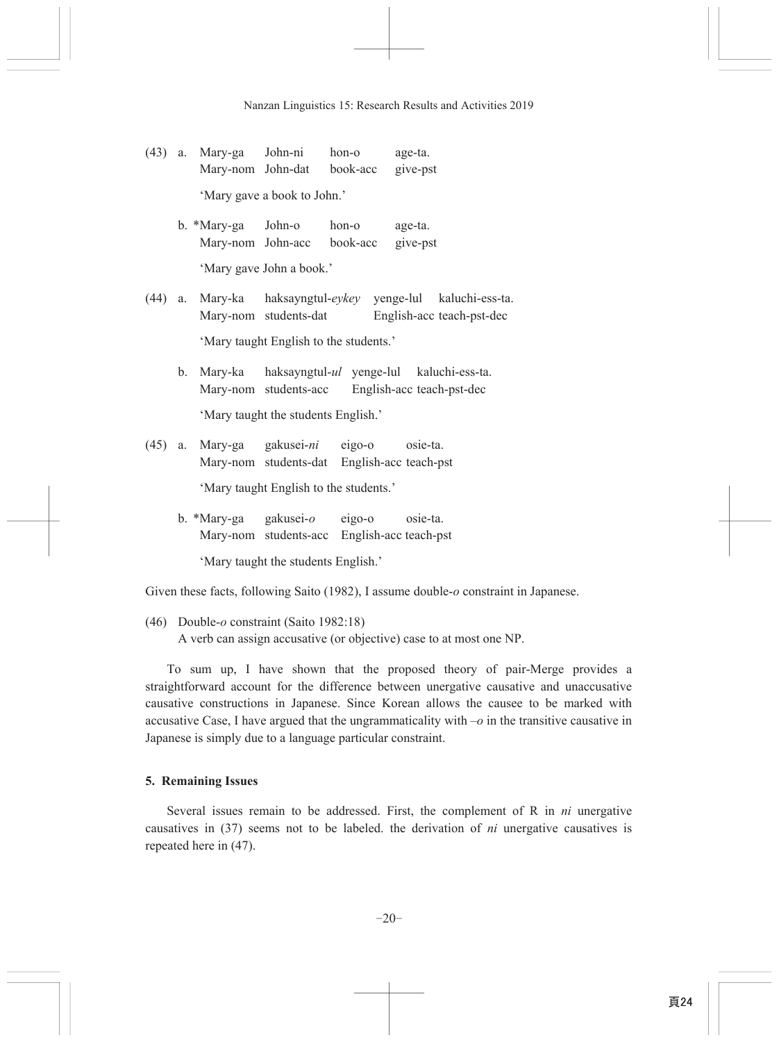(43) a. Mary-ga John-ni hon-o age-ta.
Mary-nom John-dat book-acc give-pst
'Mary gave a book to John.'

b. *Mary-ga John-o hon-o age-ta.
Mary-nom John-acc book-acc give-pst
'Mary gave John a book.'

(44) a. Mary-ka haksayngtul-*eykey* yenge-lul kaluchi-ess-ta.
Mary-nom students-dat English-acc teach-pst-dec
'Mary taught English to the students.'

b. Mary-ka haksayngtul-*ul* yenge-lul kaluchi-ess-ta.
Mary-nom students-acc English-acc teach-pst-dec
'Mary taught the students English.'

(45) a. Mary-ga gakusei-*ni* eigo-o osie-ta.
Mary-nom students-dat English-acc teach-pst
'Mary taught English to the students.'

b. *Mary-ga gakusei-*o* eigo-o osie-ta.
Mary-nom students-acc English-acc teach-pst
'Mary taught the students English.'

Given these facts, following Saito (1982), I assume double-*o* constraint in Japanese.

(46) Double-*o* constraint (Saito 1982:18)
A verb can assign accusative (or objective) case to at most one NP.

To sum up, I have shown that the proposed theory of pair-Merge provides a straightforward account for the difference between unergative causative and unaccusative causative constructions in Japanese. Since Korean allows the causee to be marked with accusative Case, I have argued that the ungrammaticality with *–o* in the transitive causative in Japanese is simply due to a language particular constraint.

## 5. Remaining Issues

Several issues remain to be addressed. First, the complement of R in *ni* unergative causatives in (37) seems not to be labeled. the derivation of *ni* unergative causatives is repeated here in (47).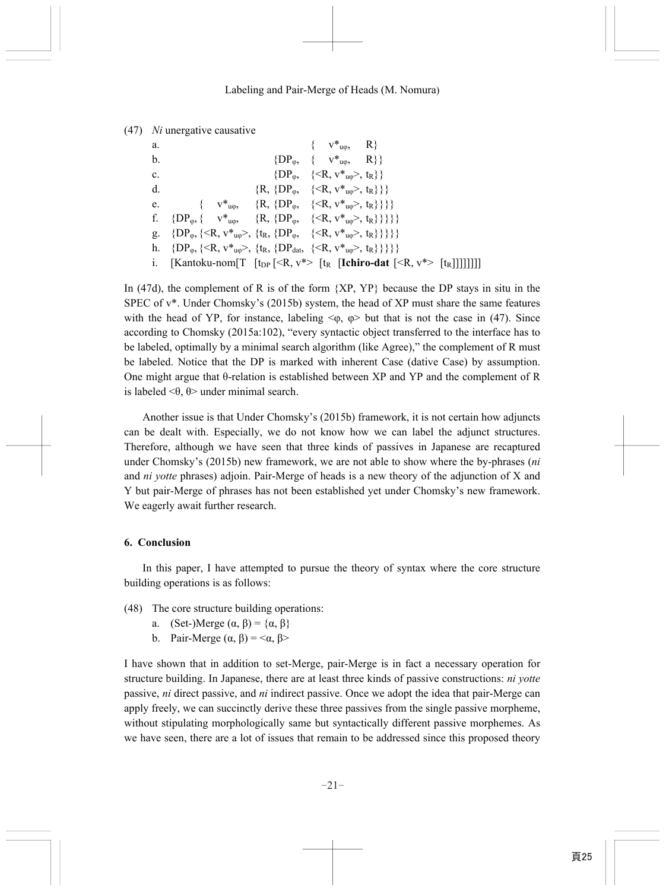(47) *Ni* unergative causative

a. { $v^*_{u\varphi}$, R}
b. {$DP_{\varphi}$, { $v^*_{u\varphi}$, R}}
c. {$DP_{\varphi}$, {<R, $v^*_{u\varphi}$>, $t_R$}}
d. {R, {$DP_{\varphi}$, {<R, $v^*_{u\varphi}$>, $t_R$}}}
e. { $v^*_{u\varphi}$, {R, {$DP_{\varphi}$, {<R, $v^*_{u\varphi}$>, $t_R$}}}}
f. {$DP_{\varphi}$, { $v^*_{u\varphi}$, {R, {$DP_{\varphi}$, {<R, $v^*_{u\varphi}$>, $t_R$}}}}}
g. {$DP_{\varphi}$, {<R, $v^*_{u\varphi}$>, {$t_R$, {$DP_{\varphi}$, {<R, $v^*_{u\varphi}$>, $t_R$}}}}}
h. {$DP_{\varphi}$, {<R, $v^*_{u\varphi}$>, {$t_R$, {$DP_{dat}$, {<R, $v^*_{u\varphi}$>, $t_R$}}}}}
i. [Kantoku-nom[T [$t_{DP}$ [<R, v*> [$t_R$ [**Ichiro-dat** [<R, v*> [$t_R$]]]]]]]]

In (47d), the complement of R is of the form {XP, YP} because the DP stays in situ in the SPEC of v*. Under Chomsky's (2015b) system, the head of XP must share the same features with the head of YP, for instance, labeling <φ, φ> but that is not the case in (47). Since according to Chomsky (2015a:102), "every syntactic object transferred to the interface has to be labeled, optimally by a minimal search algorithm (like Agree)," the complement of R must be labeled. Notice that the DP is marked with inherent Case (dative Case) by assumption. One might argue that θ-relation is established between XP and YP and the complement of R is labeled <θ, θ> under minimal search.

Another issue is that Under Chomsky's (2015b) framework, it is not certain how adjuncts can be dealt with. Especially, we do not know how we can label the adjunct structures. Therefore, although we have seen that three kinds of passives in Japanese are recaptured under Chomsky's (2015b) new framework, we are not able to show where the by-phrases (*ni* and *ni yotte* phrases) adjoin. Pair-Merge of heads is a new theory of the adjunction of X and Y but pair-Merge of phrases has not been established yet under Chomsky's new framework. We eagerly await further research.

## 6. Conclusion

In this paper, I have attempted to pursue the theory of syntax where the core structure building operations is as follows:

(48) The core structure building operations:

a. (Set-)Merge (α, β) = {α, β}
b. Pair-Merge (α, β) = <α, β>

I have shown that in addition to set-Merge, pair-Merge is in fact a necessary operation for structure building. In Japanese, there are at least three kinds of passive constructions: *ni yotte* passive, *ni* direct passive, and *ni* indirect passive. Once we adopt the idea that pair-Merge can apply freely, we can succinctly derive these three passives from the single passive morpheme, without stipulating morphologically same but syntactically different passive morphemes. As we have seen, there are a lot of issues that remain to be addressed since this proposed theory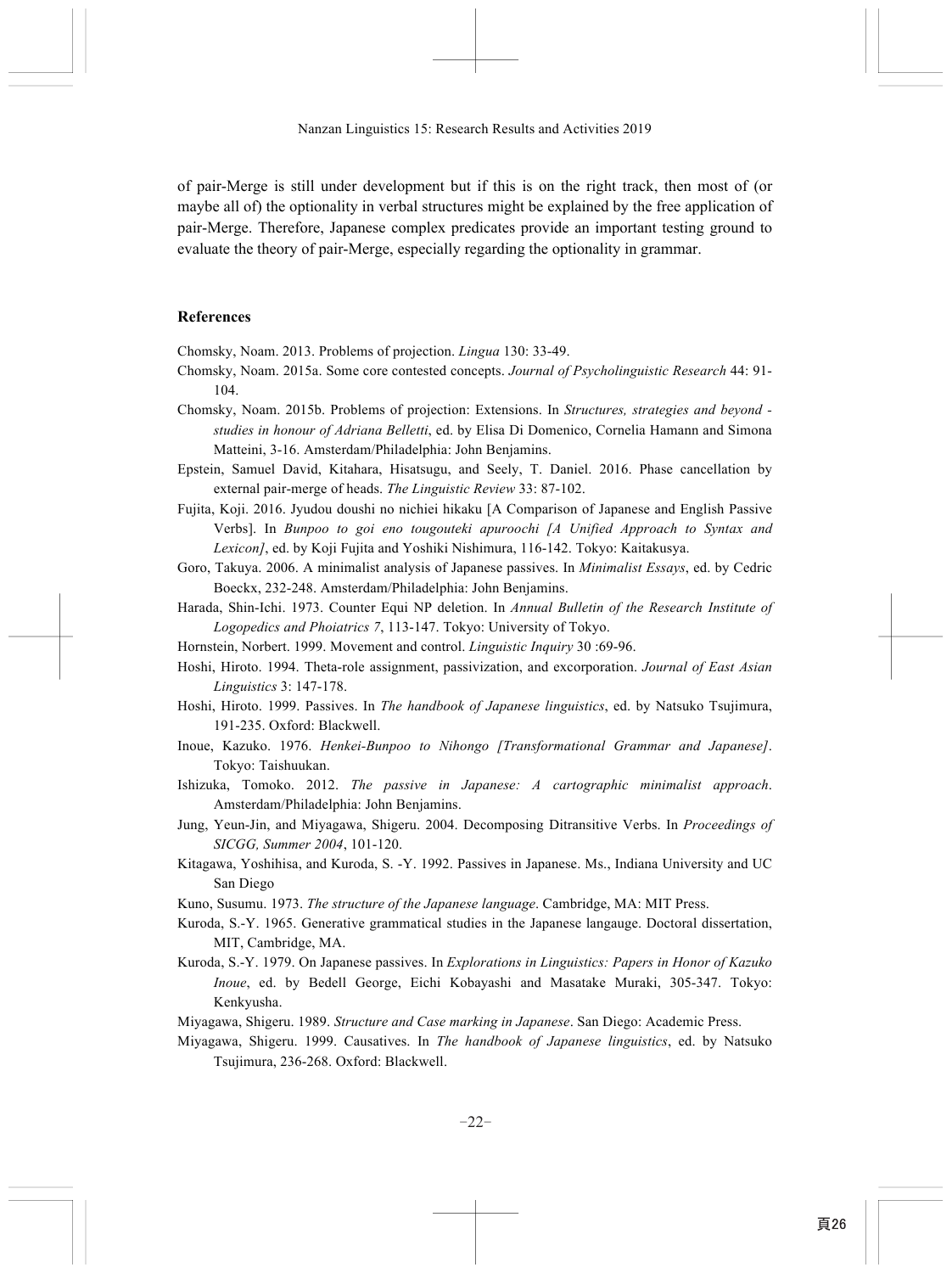of pair-Merge is still under development but if this is on the right track, then most of (or maybe all of) the optionality in verbal structures might be explained by the free application of pair-Merge. Therefore, Japanese complex predicates provide an important testing ground to evaluate the theory of pair-Merge, especially regarding the optionality in grammar.

## References

Chomsky, Noam. 2013. Problems of projection. *Lingua* 130: 33-49.

Chomsky, Noam. 2015a. Some core contested concepts. *Journal of Psycholinguistic Research* 44: 91-104.

Chomsky, Noam. 2015b. Problems of projection: Extensions. In *Structures, strategies and beyond - studies in honour of Adriana Belletti*, ed. by Elisa Di Domenico, Cornelia Hamann and Simona Matteini, 3-16. Amsterdam/Philadelphia: John Benjamins.

Epstein, Samuel David, Kitahara, Hisatsugu, and Seely, T. Daniel. 2016. Phase cancellation by external pair-merge of heads. *The Linguistic Review* 33: 87-102.

Fujita, Koji. 2016. Jyudou doushi no nichiei hikaku [A Comparison of Japanese and English Passive Verbs]. In *Bunpoo to goi eno tougouteki apuroochi [A Unified Approach to Syntax and Lexicon]*, ed. by Koji Fujita and Yoshiki Nishimura, 116-142. Tokyo: Kaitakusya.

Goro, Takuya. 2006. A minimalist analysis of Japanese passives. In *Minimalist Essays*, ed. by Cedric Boeckx, 232-248. Amsterdam/Philadelphia: John Benjamins.

Harada, Shin-Ichi. 1973. Counter Equi NP deletion. In *Annual Bulletin of the Research Institute of Logopedics and Phoiatrics 7*, 113-147. Tokyo: University of Tokyo.

Hornstein, Norbert. 1999. Movement and control. *Linguistic Inquiry* 30 :69-96.

Hoshi, Hiroto. 1994. Theta-role assignment, passivization, and excorporation. *Journal of East Asian Linguistics* 3: 147-178.

Hoshi, Hiroto. 1999. Passives. In *The handbook of Japanese linguistics*, ed. by Natsuko Tsujimura, 191-235. Oxford: Blackwell.

Inoue, Kazuko. 1976. *Henkei-Bunpoo to Nihongo [Transformational Grammar and Japanese]*. Tokyo: Taishuukan.

Ishizuka, Tomoko. 2012. *The passive in Japanese: A cartographic minimalist approach*. Amsterdam/Philadelphia: John Benjamins.

Jung, Yeun-Jin, and Miyagawa, Shigeru. 2004. Decomposing Ditransitive Verbs. In *Proceedings of SICGG, Summer 2004*, 101-120.

Kitagawa, Yoshihisa, and Kuroda, S. -Y. 1992. Passives in Japanese. Ms., Indiana University and UC San Diego

Kuno, Susumu. 1973. *The structure of the Japanese language*. Cambridge, MA: MIT Press.

Kuroda, S.-Y. 1965. Generative grammatical studies in the Japanese langauge. Doctoral dissertation, MIT, Cambridge, MA.

Kuroda, S.-Y. 1979. On Japanese passives. In *Explorations in Linguistics: Papers in Honor of Kazuko Inoue*, ed. by Bedell George, Eichi Kobayashi and Masatake Muraki, 305-347. Tokyo: Kenkyusha.

Miyagawa, Shigeru. 1989. *Structure and Case marking in Japanese*. San Diego: Academic Press.

Miyagawa, Shigeru. 1999. Causatives. In *The handbook of Japanese linguistics*, ed. by Natsuko Tsujimura, 236-268. Oxford: Blackwell.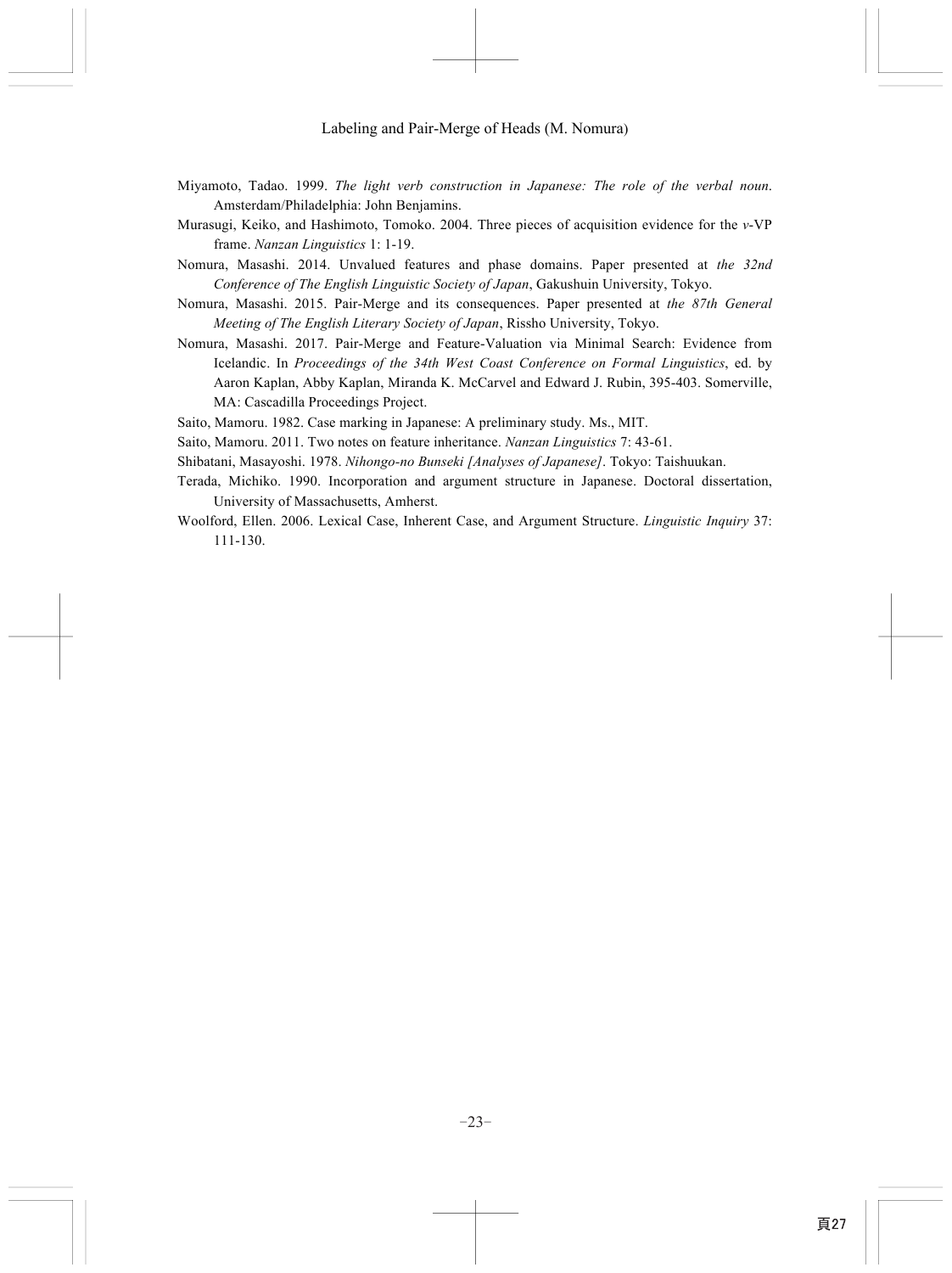Miyamoto, Tadao. 1999. *The light verb construction in Japanese: The role of the verbal noun*. Amsterdam/Philadelphia: John Benjamins.

Murasugi, Keiko, and Hashimoto, Tomoko. 2004. Three pieces of acquisition evidence for the *v*-VP frame. *Nanzan Linguistics* 1: 1-19.

Nomura, Masashi. 2014. Unvalued features and phase domains. Paper presented at *the 32nd Conference of The English Linguistic Society of Japan*, Gakushuin University, Tokyo.

Nomura, Masashi. 2015. Pair-Merge and its consequences. Paper presented at *the 87th General Meeting of The English Literary Society of Japan*, Rissho University, Tokyo.

Nomura, Masashi. 2017. Pair-Merge and Feature-Valuation via Minimal Search: Evidence from Icelandic. In *Proceedings of the 34th West Coast Conference on Formal Linguistics*, ed. by Aaron Kaplan, Abby Kaplan, Miranda K. McCarvel and Edward J. Rubin, 395-403. Somerville, MA: Cascadilla Proceedings Project.

Saito, Mamoru. 1982. Case marking in Japanese: A preliminary study. Ms., MIT.

Saito, Mamoru. 2011. Two notes on feature inheritance. *Nanzan Linguistics* 7: 43-61.

Shibatani, Masayoshi. 1978. *Nihongo-no Bunseki [Analyses of Japanese]*. Tokyo: Taishuukan.

Terada, Michiko. 1990. Incorporation and argument structure in Japanese. Doctoral dissertation, University of Massachusetts, Amherst.

Woolford, Ellen. 2006. Lexical Case, Inherent Case, and Argument Structure. *Linguistic Inquiry* 37: 111-130.